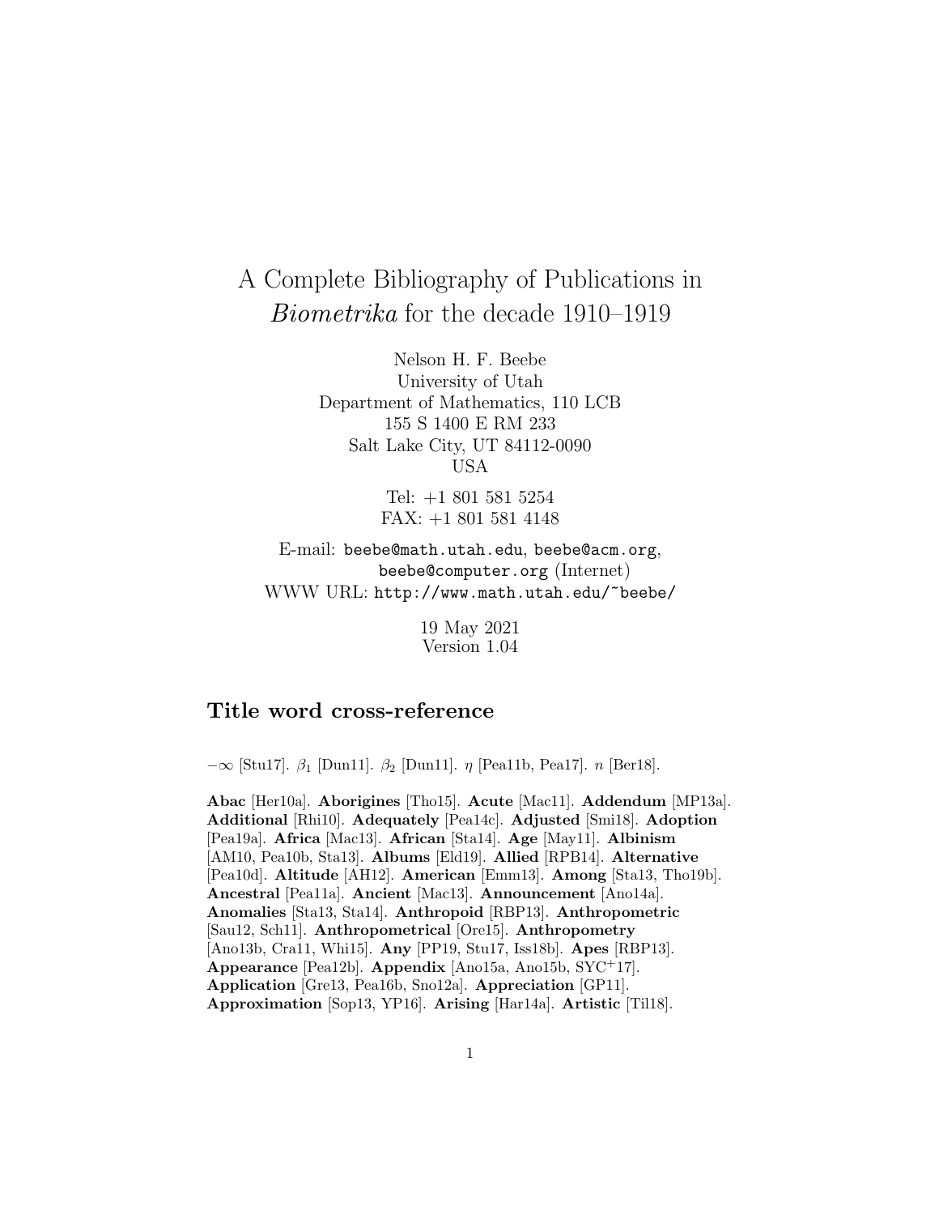# A Complete Bibliography of Publications in *Biometrika* for the decade 1910–1919

Nelson H. F. Beebe
University of Utah
Department of Mathematics, 110 LCB
155 S 1400 E RM 233
Salt Lake City, UT 84112-0090
USA

Tel: +1 801 581 5254
FAX: +1 801 581 4148

E-mail: beebe@math.utah.edu, beebe@acm.org, beebe@computer.org (Internet)
WWW URL: http://www.math.utah.edu/~beebe/

19 May 2021
Version 1.04

## Title word cross-reference

$-\infty$ [Stu17]. $\beta_1$ [Dun11]. $\beta_2$ [Dun11]. $\eta$ [Pea11b, Pea17]. $n$ [Ber18].

**Abac** [Her10a]. **Aborigines** [Tho15]. **Acute** [Mac11]. **Addendum** [MP13a]. **Additional** [Rhi10]. **Adequately** [Pea14c]. **Adjusted** [Smi18]. **Adoption** [Pea19a]. **Africa** [Mac13]. **African** [Sta14]. **Age** [May11]. **Albinism** [AM10, Pea10b, Sta13]. **Albums** [Eld19]. **Allied** [RPB14]. **Alternative** [Pea10d]. **Altitude** [AH12]. **American** [Emm13]. **Among** [Sta13, Tho19b]. **Ancestral** [Pea11a]. **Ancient** [Mac13]. **Announcement** [Ano14a]. **Anomalies** [Sta13, Sta14]. **Anthropoid** [RBP13]. **Anthropometric** [Sau12, Sch11]. **Anthropometrical** [Ore15]. **Anthropometry** [Ano13b, Cra11, Whi15]. **Any** [PP19, Stu17, Iss18b]. **Apes** [RBP13]. **Appearance** [Pea12b]. **Appendix** [Ano15a, Ano15b, SYC$^{+}$17]. **Application** [Gre13, Pea16b, Sno12a]. **Appreciation** [GP11]. **Approximation** [Sop13, YP16]. **Arising** [Har14a]. **Artistic** [Til18].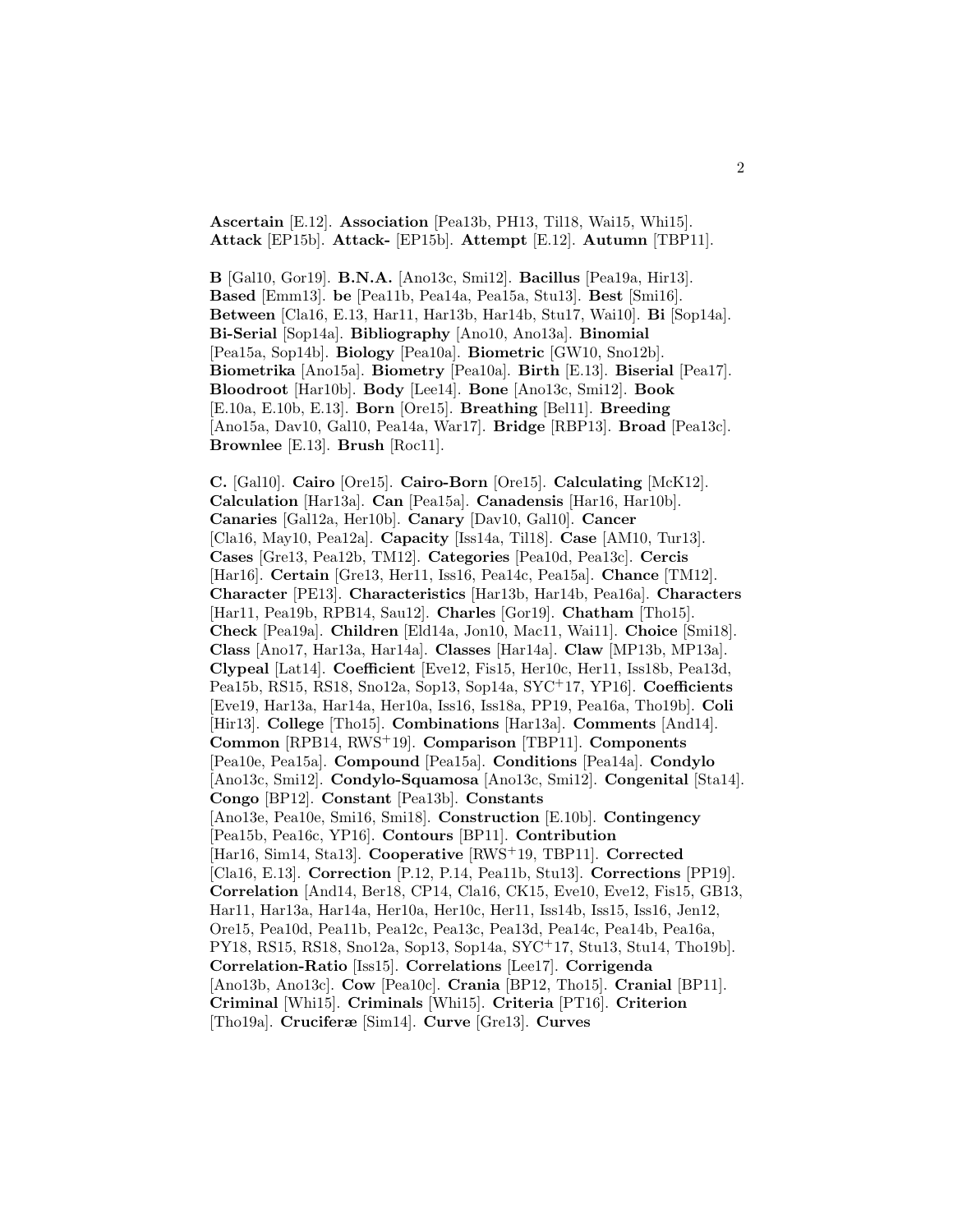**Ascertain** [E.12]. **Association** [Pea13b, PH13, Til18, Wai15, Whi15]. **Attack** [EP15b]. **Attack-** [EP15b]. **Attempt** [E.12]. **Autumn** [TBP11].

**B** [Gal10, Gor19]. **B.N.A.** [Ano13c, Smi12]. **Bacillus** [Pea19a, Hir13]. **Based** [Emm13]. **be** [Pea11b, Pea14a, Pea15a, Stu13]. **Best** [Smi16]. **Between** [Cla16, E.13, Har11, Har13b, Har14b, Stu17, Wai10]. **Bi** [Sop14a]. **Bi-Serial** [Sop14a]. **Bibliography** [Ano10, Ano13a]. **Binomial** [Pea15a, Sop14b]. **Biology** [Pea10a]. **Biometric** [GW10, Sno12b]. **Biometrika** [Ano15a]. **Biometry** [Pea10a]. **Birth** [E.13]. **Biserial** [Pea17]. **Bloodroot** [Har10b]. **Body** [Lee14]. **Bone** [Ano13c, Smi12]. **Book** [E.10a, E.10b, E.13]. **Born** [Ore15]. **Breathing** [Bel11]. **Breeding** [Ano15a, Dav10, Gal10, Pea14a, War17]. **Bridge** [RBP13]. **Broad** [Pea13c]. **Brownlee** [E.13]. **Brush** [Roc11].

**C.** [Gal10]. **Cairo** [Ore15]. **Cairo-Born** [Ore15]. **Calculating** [McK12]. **Calculation** [Har13a]. **Can** [Pea15a]. **Canadensis** [Har16, Har10b]. **Canaries** [Gal12a, Her10b]. **Canary** [Dav10, Gal10]. **Cancer** [Cla16, May10, Pea12a]. **Capacity** [Iss14a, Til18]. **Case** [AM10, Tur13]. **Cases** [Gre13, Pea12b, TM12]. **Categories** [Pea10d, Pea13c]. **Cercis** [Har16]. **Certain** [Gre13, Her11, Iss16, Pea14c, Pea15a]. **Chance** [TM12]. **Character** [PE13]. **Characteristics** [Har13b, Har14b, Pea16a]. **Characters** [Har11, Pea19b, RPB14, Sau12]. **Charles** [Gor19]. **Chatham** [Tho15]. **Check** [Pea19a]. **Children** [Eld14a, Jon10, Mac11, Wai11]. **Choice** [Smi18]. **Class** [Ano17, Har13a, Har14a]. **Classes** [Har14a]. **Claw** [MP13b, MP13a]. **Clypeal** [Lat14]. **Coefficient** [Eve12, Fis15, Her10c, Her11, Iss18b, Pea13d, Pea15b, RS15, RS18, Sno12a, Sop13, Sop14a, SYC+17, YP16]. **Coefficients** [Eve19, Har13a, Har14a, Her10a, Iss16, Iss18a, PP19, Pea16a, Tho19b]. **Coli** [Hir13]. **College** [Tho15]. **Combinations** [Har13a]. **Comments** [And14]. **Common** [RPB14, RWS+19]. **Comparison** [TBP11]. **Components** [Pea10e, Pea15a]. **Compound** [Pea15a]. **Conditions** [Pea14a]. **Condylo** [Ano13c, Smi12]. **Condylo-Squamosa** [Ano13c, Smi12]. **Congenital** [Sta14]. **Congo** [BP12]. **Constant** [Pea13b]. **Constants** [Ano13e, Pea10e, Smi16, Smi18]. **Construction** [E.10b]. **Contingency** [Pea15b, Pea16c, YP16]. **Contours** [BP11]. **Contribution** [Har16, Sim14, Sta13]. **Cooperative** [RWS+19, TBP11]. **Corrected** [Cla16, E.13]. **Correction** [P.12, P.14, Pea11b, Stu13]. **Corrections** [PP19]. **Correlation** [And14, Ber18, CP14, Cla16, CK15, Eve10, Eve12, Fis15, GB13, Har11, Har13a, Har14a, Her10a, Her10c, Her11, Iss14b, Iss15, Iss16, Jen12, Ore15, Pea10d, Pea11b, Pea12c, Pea13c, Pea13d, Pea14c, Pea14b, Pea16a, PY18, RS15, RS18, Sno12a, Sop13, Sop14a, SYC+17, Stu13, Stu14, Tho19b]. **Correlation-Ratio** [Iss15]. **Correlations** [Lee17]. **Corrigenda** [Ano13b, Ano13c]. **Cow** [Pea10c]. **Crania** [BP12, Tho15]. **Cranial** [BP11]. **Criminal** [Whi15]. **Criminals** [Whi15]. **Criteria** [PT16]. **Criterion** [Tho19a]. **Cruciferæ** [Sim14]. **Curve** [Gre13]. **Curves**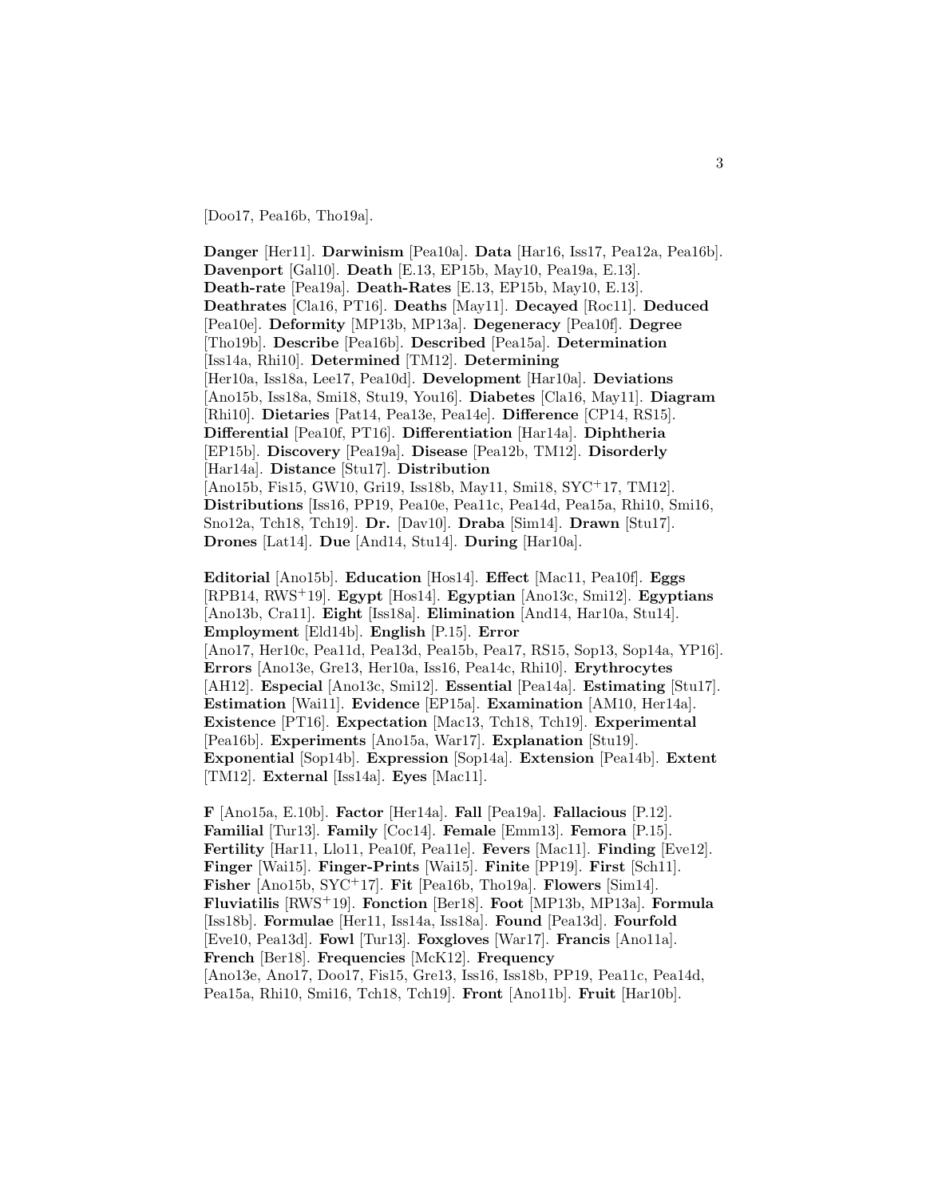[Doo17, Pea16b, Tho19a].

**Danger** [Her11]. **Darwinism** [Pea10a]. **Data** [Har16, Iss17, Pea12a, Pea16b]. **Davenport** [Gal10]. **Death** [E.13, EP15b, May10, Pea19a, E.13]. **Death-rate** [Pea19a]. **Death-Rates** [E.13, EP15b, May10, E.13]. **Deathrates** [Cla16, PT16]. **Deaths** [May11]. **Decayed** [Roc11]. **Deduced** [Pea10e]. **Deformity** [MP13b, MP13a]. **Degeneracy** [Pea10f]. **Degree** [Tho19b]. **Describe** [Pea16b]. **Described** [Pea15a]. **Determination** [Iss14a, Rhi10]. **Determined** [TM12]. **Determining** [Her10a, Iss18a, Lee17, Pea10d]. **Development** [Har10a]. **Deviations** [Ano15b, Iss18a, Smi18, Stu19, You16]. **Diabetes** [Cla16, May11]. **Diagram** [Rhi10]. **Dietaries** [Pat14, Pea13e, Pea14e]. **Difference** [CP14, RS15]. **Differential** [Pea10f, PT16]. **Differentiation** [Har14a]. **Diphtheria** [EP15b]. **Discovery** [Pea19a]. **Disease** [Pea12b, TM12]. **Disorderly** [Har14a]. **Distance** [Stu17]. **Distribution** [Ano15b, Fis15, GW10, Gri19, Iss18b, May11, Smi18, SYC+17, TM12]. **Distributions** [Iss16, PP19, Pea10e, Pea11c, Pea14d, Pea15a, Rhi10, Smi16, Sno12a, Tch18, Tch19]. **Dr.** [Dav10]. **Draba** [Sim14]. **Drawn** [Stu17]. **Drones** [Lat14]. **Due** [And14, Stu14]. **During** [Har10a].

**Editorial** [Ano15b]. **Education** [Hos14]. **Effect** [Mac11, Pea10f]. **Eggs** [RPB14, RWS+19]. **Egypt** [Hos14]. **Egyptian** [Ano13c, Smi12]. **Egyptians** [Ano13b, Cra11]. **Eight** [Iss18a]. **Elimination** [And14, Har10a, Stu14]. **Employment** [Eld14b]. **English** [P.15]. **Error** [Ano17, Her10c, Pea11d, Pea13d, Pea15b, Pea17, RS15, Sop13, Sop14a, YP16]. **Errors** [Ano13e, Gre13, Her10a, Iss16, Pea14c, Rhi10]. **Erythrocytes** [AH12]. **Especial** [Ano13c, Smi12]. **Essential** [Pea14a]. **Estimating** [Stu17]. **Estimation** [Wai11]. **Evidence** [EP15a]. **Examination** [AM10, Her14a]. **Existence** [PT16]. **Expectation** [Mac13, Tch18, Tch19]. **Experimental** [Pea16b]. **Experiments** [Ano15a, War17]. **Explanation** [Stu19]. **Exponential** [Sop14b]. **Expression** [Sop14a]. **Extension** [Pea14b]. **Extent** [TM12]. **External** [Iss14a]. **Eyes** [Mac11].

**F** [Ano15a, E.10b]. **Factor** [Her14a]. **Fall** [Pea19a]. **Fallacious** [P.12]. **Familial** [Tur13]. **Family** [Coc14]. **Female** [Emm13]. **Femora** [P.15]. **Fertility** [Har11, Llo11, Pea10f, Pea11e]. **Fevers** [Mac11]. **Finding** [Eve12]. **Finger** [Wai15]. **Finger-Prints** [Wai15]. **Finite** [PP19]. **First** [Sch11]. **Fisher** [Ano15b, SYC+17]. **Fit** [Pea16b, Tho19a]. **Flowers** [Sim14]. **Fluviatilis** [RWS+19]. **Fonction** [Ber18]. **Foot** [MP13b, MP13a]. **Formula** [Iss18b]. **Formulae** [Her11, Iss14a, Iss18a]. **Found** [Pea13d]. **Fourfold** [Eve10, Pea13d]. **Fowl** [Tur13]. **Foxgloves** [War17]. **Francis** [Ano11a]. **French** [Ber18]. **Frequencies** [McK12]. **Frequency** [Ano13e, Ano17, Doo17, Fis15, Gre13, Iss16, Iss18b, PP19, Pea11c, Pea14d, Pea15a, Rhi10, Smi16, Tch18, Tch19]. **Front** [Ano11b]. **Fruit** [Har10b].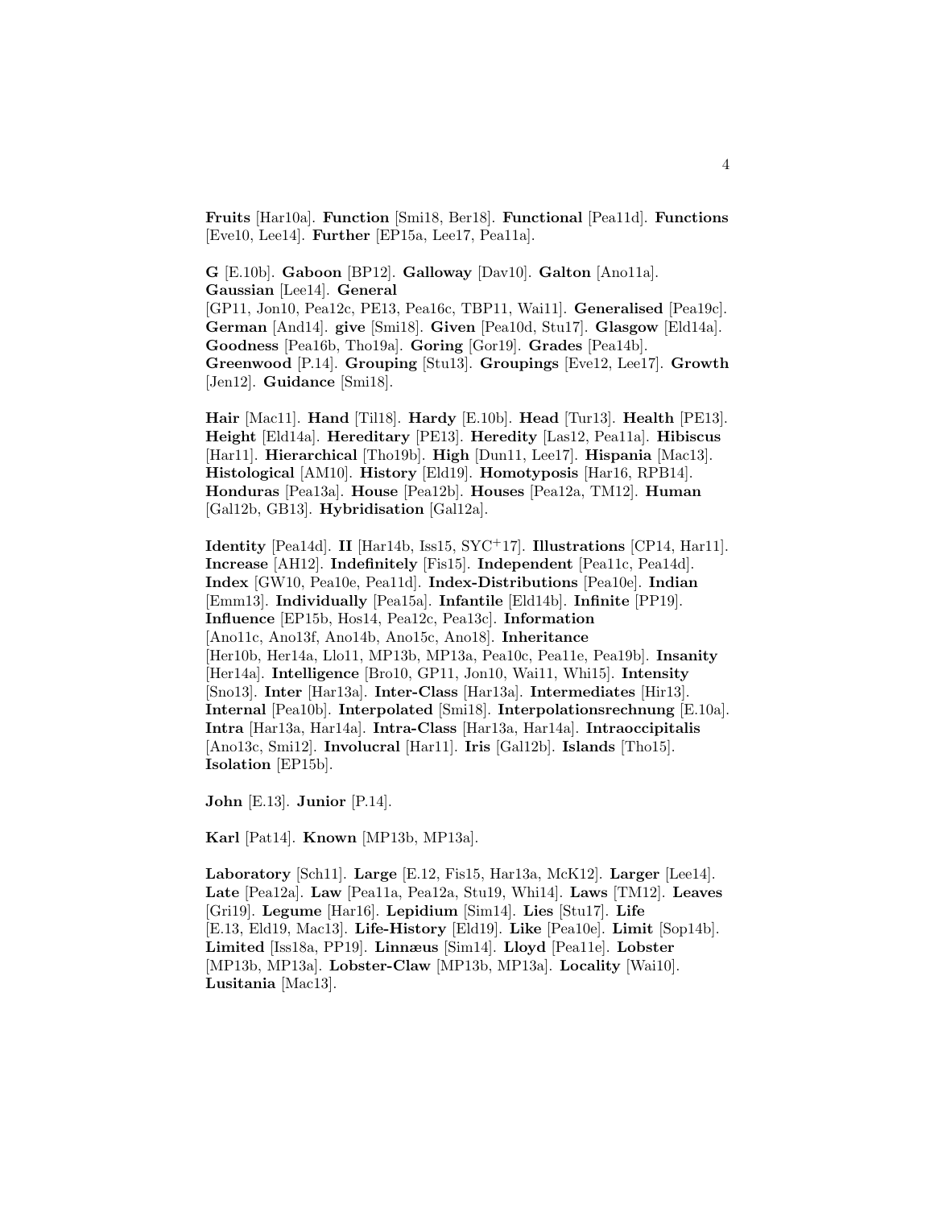**Fruits** [Har10a]. **Function** [Smi18, Ber18]. **Functional** [Pea11d]. **Functions** [Eve10, Lee14]. **Further** [EP15a, Lee17, Pea11a].

**G** [E.10b]. **Gaboon** [BP12]. **Galloway** [Dav10]. **Galton** [Ano11a]. **Gaussian** [Lee14]. **General** [GP11, Jon10, Pea12c, PE13, Pea16c, TBP11, Wai11]. **Generalised** [Pea19c]. **German** [And14]. **give** [Smi18]. **Given** [Pea10d, Stu17]. **Glasgow** [Eld14a]. **Goodness** [Pea16b, Tho19a]. **Goring** [Gor19]. **Grades** [Pea14b]. **Greenwood** [P.14]. **Grouping** [Stu13]. **Groupings** [Eve12, Lee17]. **Growth** [Jen12]. **Guidance** [Smi18].

**Hair** [Mac11]. **Hand** [Til18]. **Hardy** [E.10b]. **Head** [Tur13]. **Health** [PE13]. **Height** [Eld14a]. **Hereditary** [PE13]. **Heredity** [Las12, Pea11a]. **Hibiscus** [Har11]. **Hierarchical** [Tho19b]. **High** [Dun11, Lee17]. **Hispania** [Mac13]. **Histological** [AM10]. **History** [Eld19]. **Homotyposis** [Har16, RPB14]. **Honduras** [Pea13a]. **House** [Pea12b]. **Houses** [Pea12a, TM12]. **Human** [Gal12b, GB13]. **Hybridisation** [Gal12a].

**Identity** [Pea14d]. **II** [Har14b, Iss15, SYC+17]. **Illustrations** [CP14, Har11]. **Increase** [AH12]. **Indefinitely** [Fis15]. **Independent** [Pea11c, Pea14d]. **Index** [GW10, Pea10e, Pea11d]. **Index-Distributions** [Pea10e]. **Indian** [Emm13]. **Individually** [Pea15a]. **Infantile** [Eld14b]. **Infinite** [PP19]. **Influence** [EP15b, Hos14, Pea12c, Pea13c]. **Information** [Ano11c, Ano13f, Ano14b, Ano15c, Ano18]. **Inheritance** [Her10b, Her14a, Llo11, MP13b, MP13a, Pea10c, Pea11e, Pea19b]. **Insanity** [Her14a]. **Intelligence** [Bro10, GP11, Jon10, Wai11, Whi15]. **Intensity** [Sno13]. **Inter** [Har13a]. **Inter-Class** [Har13a]. **Intermediates** [Hir13]. **Internal** [Pea10b]. **Interpolated** [Smi18]. **Interpolationsrechnung** [E.10a]. **Intra** [Har13a, Har14a]. **Intra-Class** [Har13a, Har14a]. **Intraoccipitalis** [Ano13c, Smi12]. **Involucral** [Har11]. **Iris** [Gal12b]. **Islands** [Tho15]. **Isolation** [EP15b].

**John** [E.13]. **Junior** [P.14].

**Karl** [Pat14]. **Known** [MP13b, MP13a].

**Laboratory** [Sch11]. **Large** [E.12, Fis15, Har13a, McK12]. **Larger** [Lee14]. **Late** [Pea12a]. **Law** [Pea11a, Pea12a, Stu19, Whi14]. **Laws** [TM12]. **Leaves** [Gri19]. **Legume** [Har16]. **Lepidium** [Sim14]. **Lies** [Stu17]. **Life** [E.13, Eld19, Mac13]. **Life-History** [Eld19]. **Like** [Pea10e]. **Limit** [Sop14b]. **Limited** [Iss18a, PP19]. **Linnæus** [Sim14]. **Lloyd** [Pea11e]. **Lobster** [MP13b, MP13a]. **Lobster-Claw** [MP13b, MP13a]. **Locality** [Wai10]. **Lusitania** [Mac13].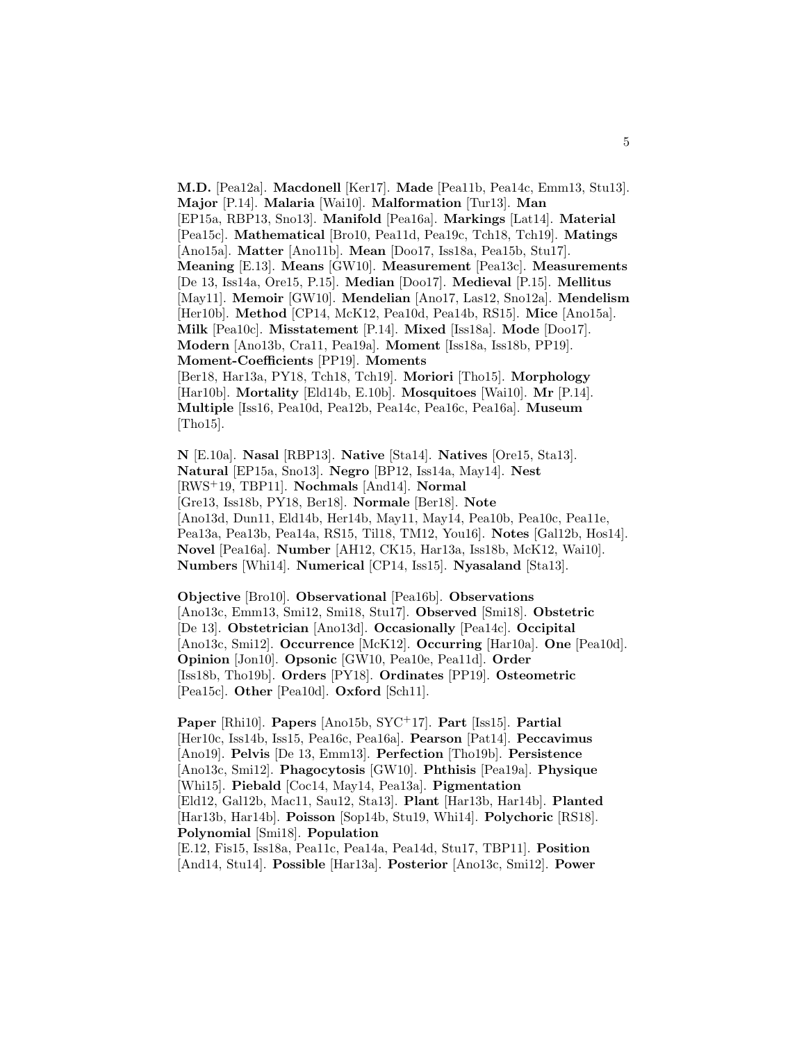**M.D.** [Pea12a]. **Macdonell** [Ker17]. **Made** [Pea11b, Pea14c, Emm13, Stu13]. **Major** [P.14]. **Malaria** [Wai10]. **Malformation** [Tur13]. **Man** [EP15a, RBP13, Sno13]. **Manifold** [Pea16a]. **Markings** [Lat14]. **Material** [Pea15c]. **Mathematical** [Bro10, Pea11d, Pea19c, Tch18, Tch19]. **Matings** [Ano15a]. **Matter** [Ano11b]. **Mean** [Doo17, Iss18a, Pea15b, Stu17]. **Meaning** [E.13]. **Means** [GW10]. **Measurement** [Pea13c]. **Measurements** [De 13, Iss14a, Ore15, P.15]. **Median** [Doo17]. **Medieval** [P.15]. **Mellitus** [May11]. **Memoir** [GW10]. **Mendelian** [Ano17, Las12, Sno12a]. **Mendelism** [Her10b]. **Method** [CP14, McK12, Pea10d, Pea14b, RS15]. **Mice** [Ano15a]. **Milk** [Pea10c]. **Misstatement** [P.14]. **Mixed** [Iss18a]. **Mode** [Doo17]. **Modern** [Ano13b, Cra11, Pea19a]. **Moment** [Iss18a, Iss18b, PP19]. **Moment-Coefficients** [PP19]. **Moments** [Ber18, Har13a, PY18, Tch18, Tch19]. **Moriori** [Tho15]. **Morphology** [Har10b]. **Mortality** [Eld14b, E.10b]. **Mosquitoes** [Wai10]. **Mr** [P.14]. **Multiple** [Iss16, Pea10d, Pea12b, Pea14c, Pea16c, Pea16a]. **Museum** [Tho15].

**N** [E.10a]. **Nasal** [RBP13]. **Native** [Sta14]. **Natives** [Ore15, Sta13]. **Natural** [EP15a, Sno13]. **Negro** [BP12, Iss14a, May14]. **Nest** [RWS+19, TBP11]. **Nochmals** [And14]. **Normal** [Gre13, Iss18b, PY18, Ber18]. **Normale** [Ber18]. **Note** [Ano13d, Dun11, Eld14b, Her14b, May11, May14, Pea10b, Pea10c, Pea11e, Pea13a, Pea13b, Pea14a, RS15, Til18, TM12, You16]. **Notes** [Gal12b, Hos14]. **Novel** [Pea16a]. **Number** [AH12, CK15, Har13a, Iss18b, McK12, Wai10]. **Numbers** [Whi14]. **Numerical** [CP14, Iss15]. **Nyasaland** [Sta13].

**Objective** [Bro10]. **Observational** [Pea16b]. **Observations** [Ano13c, Emm13, Smi12, Smi18, Stu17]. **Observed** [Smi18]. **Obstetric** [De 13]. **Obstetrician** [Ano13d]. **Occasionally** [Pea14c]. **Occipital** [Ano13c, Smi12]. **Occurrence** [McK12]. **Occurring** [Har10a]. **One** [Pea10d]. **Opinion** [Jon10]. **Opsonic** [GW10, Pea10e, Pea11d]. **Order** [Iss18b, Tho19b]. **Orders** [PY18]. **Ordinates** [PP19]. **Osteometric** [Pea15c]. **Other** [Pea10d]. **Oxford** [Sch11].

**Paper** [Rhi10]. **Papers** [Ano15b, SYC+17]. **Part** [Iss15]. **Partial** [Her10c, Iss14b, Iss15, Pea16c, Pea16a]. **Pearson** [Pat14]. **Peccavimus** [Ano19]. **Pelvis** [De 13, Emm13]. **Perfection** [Tho19b]. **Persistence** [Ano13c, Smi12]. **Phagocytosis** [GW10]. **Phthisis** [Pea19a]. **Physique** [Whi15]. **Piebald** [Coc14, May14, Pea13a]. **Pigmentation** [Eld12, Gal12b, Mac11, Sau12, Sta13]. **Plant** [Har13b, Har14b]. **Planted** [Har13b, Har14b]. **Poisson** [Sop14b, Stu19, Whi14]. **Polychoric** [RS18]. **Polynomial** [Smi18]. **Population** [E.12, Fis15, Iss18a, Pea11c, Pea14a, Pea14d, Stu17, TBP11]. **Position** [And14, Stu14]. **Possible** [Har13a]. **Posterior** [Ano13c, Smi12]. **Power**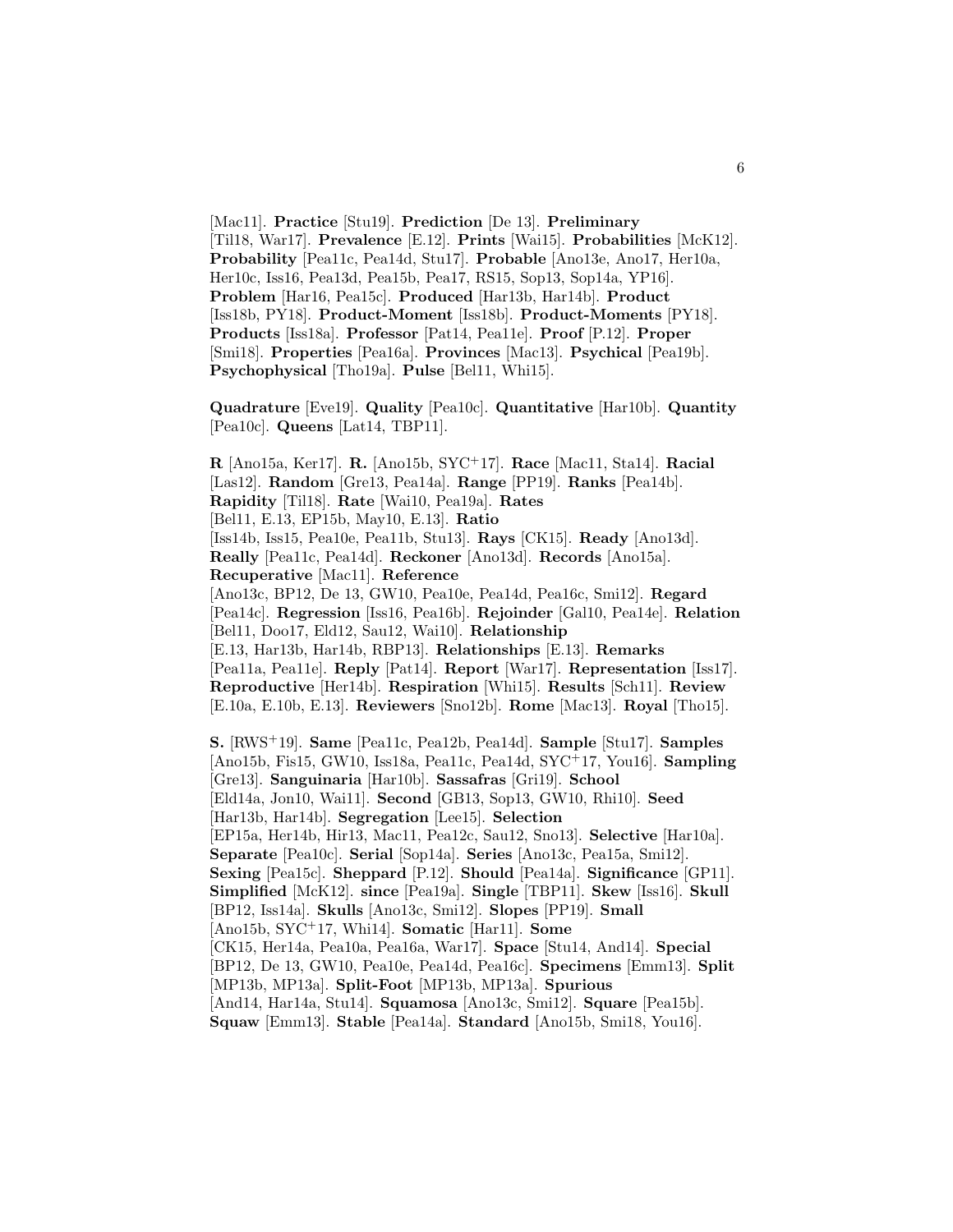[Mac11]. **Practice** [Stu19]. **Prediction** [De 13]. **Preliminary** [Til18, War17]. **Prevalence** [E.12]. **Prints** [Wai15]. **Probabilities** [McK12]. **Probability** [Pea11c, Pea14d, Stu17]. **Probable** [Ano13e, Ano17, Her10a, Her10c, Iss16, Pea13d, Pea15b, Pea17, RS15, Sop13, Sop14a, YP16]. **Problem** [Har16, Pea15c]. **Produced** [Har13b, Har14b]. **Product** [Iss18b, PY18]. **Product-Moment** [Iss18b]. **Product-Moments** [PY18]. **Products** [Iss18a]. **Professor** [Pat14, Pea11e]. **Proof** [P.12]. **Proper** [Smi18]. **Properties** [Pea16a]. **Provinces** [Mac13]. **Psychical** [Pea19b]. **Psychophysical** [Tho19a]. **Pulse** [Bel11, Whi15].

**Quadrature** [Eve19]. **Quality** [Pea10c]. **Quantitative** [Har10b]. **Quantity** [Pea10c]. **Queens** [Lat14, TBP11].

**R** [Ano15a, Ker17]. **R.** [Ano15b, SYC+17]. **Race** [Mac11, Sta14]. **Racial** [Las12]. **Random** [Gre13, Pea14a]. **Range** [PP19]. **Ranks** [Pea14b]. **Rapidity** [Til18]. **Rate** [Wai10, Pea19a]. **Rates** [Bel11, E.13, EP15b, May10, E.13]. **Ratio** [Iss14b, Iss15, Pea10e, Pea11b, Stu13]. **Rays** [CK15]. **Ready** [Ano13d]. **Really** [Pea11c, Pea14d]. **Reckoner** [Ano13d]. **Records** [Ano15a]. **Recuperative** [Mac11]. **Reference** [Ano13c, BP12, De 13, GW10, Pea10e, Pea14d, Pea16c, Smi12]. **Regard** [Pea14c]. **Regression** [Iss16, Pea16b]. **Rejoinder** [Gal10, Pea14e]. **Relation** [Bel11, Doo17, Eld12, Sau12, Wai10]. **Relationship** [E.13, Har13b, Har14b, RBP13]. **Relationships** [E.13]. **Remarks** [Pea11a, Pea11e]. **Reply** [Pat14]. **Report** [War17]. **Representation** [Iss17]. **Reproductive** [Her14b]. **Respiration** [Whi15]. **Results** [Sch11]. **Review** [E.10a, E.10b, E.13]. **Reviewers** [Sno12b]. **Rome** [Mac13]. **Royal** [Tho15].

**S.** [RWS+19]. **Same** [Pea11c, Pea12b, Pea14d]. **Sample** [Stu17]. **Samples** [Ano15b, Fis15, GW10, Iss18a, Pea11c, Pea14d, SYC+17, You16]. **Sampling** [Gre13]. **Sanguinaria** [Har10b]. **Sassafras** [Gri19]. **School** [Eld14a, Jon10, Wai11]. **Second** [GB13, Sop13, GW10, Rhi10]. **Seed** [Har13b, Har14b]. **Segregation** [Lee15]. **Selection** [EP15a, Her14b, Hir13, Mac11, Pea12c, Sau12, Sno13]. **Selective** [Har10a]. **Separate** [Pea10c]. **Serial** [Sop14a]. **Series** [Ano13c, Pea15a, Smi12]. **Sexing** [Pea15c]. **Sheppard** [P.12]. **Should** [Pea14a]. **Significance** [GP11]. **Simplified** [McK12]. **since** [Pea19a]. **Single** [TBP11]. **Skew** [Iss16]. **Skull** [BP12, Iss14a]. **Skulls** [Ano13c, Smi12]. **Slopes** [PP19]. **Small** [Ano15b, SYC+17, Whi14]. **Somatic** [Har11]. **Some** [CK15, Her14a, Pea10a, Pea16a, War17]. **Space** [Stu14, And14]. **Special** [BP12, De 13, GW10, Pea10e, Pea14d, Pea16c]. **Specimens** [Emm13]. **Split** [MP13b, MP13a]. **Split-Foot** [MP13b, MP13a]. **Spurious** [And14, Har14a, Stu14]. **Squamosa** [Ano13c, Smi12]. **Square** [Pea15b]. **Squaw** [Emm13]. **Stable** [Pea14a]. **Standard** [Ano15b, Smi18, You16].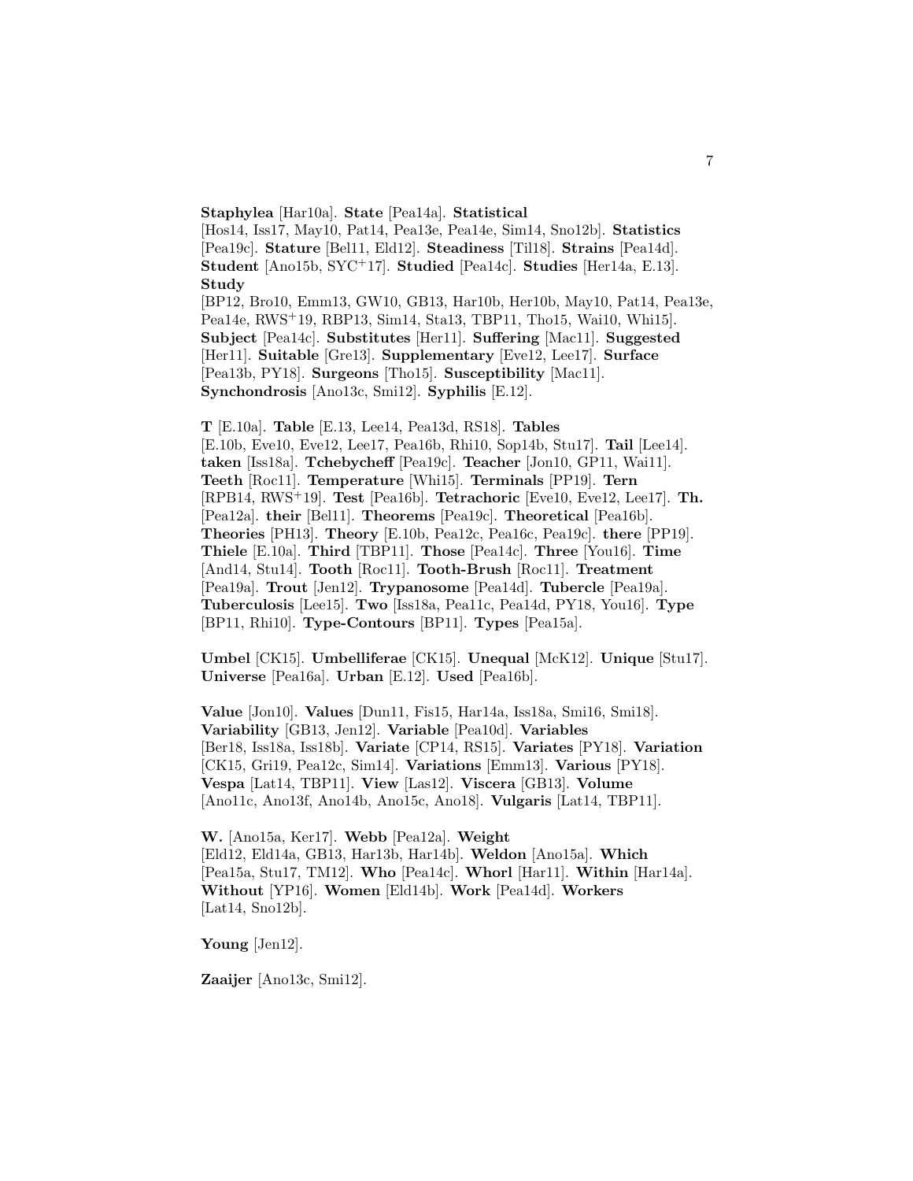**Staphylea** [Har10a]. **State** [Pea14a]. **Statistical** [Hos14, Iss17, May10, Pat14, Pea13e, Pea14e, Sim14, Sno12b]. **Statistics** [Pea19c]. **Stature** [Bel11, Eld12]. **Steadiness** [Til18]. **Strains** [Pea14d]. **Student** [Ano15b, SYC+17]. **Studied** [Pea14c]. **Studies** [Her14a, E.13]. **Study** [BP12, Bro10, Emm13, GW10, GB13, Har10b, Her10b, May10, Pat14, Pea13e, Pea14e, RWS+19, RBP13, Sim14, Sta13, TBP11, Tho15, Wai10, Whi15]. **Subject** [Pea14c]. **Substitutes** [Her11]. **Suffering** [Mac11]. **Suggested** [Her11]. **Suitable** [Gre13]. **Supplementary** [Eve12, Lee17]. **Surface** [Pea13b, PY18]. **Surgeons** [Tho15]. **Susceptibility** [Mac11]. **Synchondrosis** [Ano13c, Smi12]. **Syphilis** [E.12].

**T** [E.10a]. **Table** [E.13, Lee14, Pea13d, RS18]. **Tables** [E.10b, Eve10, Eve12, Lee17, Pea16b, Rhi10, Sop14b, Stu17]. **Tail** [Lee14]. **taken** [Iss18a]. **Tchebycheff** [Pea19c]. **Teacher** [Jon10, GP11, Wai11]. **Teeth** [Roc11]. **Temperature** [Whi15]. **Terminals** [PP19]. **Tern** [RPB14, RWS+19]. **Test** [Pea16b]. **Tetrachoric** [Eve10, Eve12, Lee17]. **Th.** [Pea12a]. **their** [Bel11]. **Theorems** [Pea19c]. **Theoretical** [Pea16b]. **Theories** [PH13]. **Theory** [E.10b, Pea12c, Pea16c, Pea19c]. **there** [PP19]. **Thiele** [E.10a]. **Third** [TBP11]. **Those** [Pea14c]. **Three** [You16]. **Time** [And14, Stu14]. **Tooth** [Roc11]. **Tooth-Brush** [Roc11]. **Treatment** [Pea19a]. **Trout** [Jen12]. **Trypanosome** [Pea14d]. **Tubercle** [Pea19a]. **Tuberculosis** [Lee15]. **Two** [Iss18a, Pea11c, Pea14d, PY18, You16]. **Type** [BP11, Rhi10]. **Type-Contours** [BP11]. **Types** [Pea15a].

**Umbel** [CK15]. **Umbelliferae** [CK15]. **Unequal** [McK12]. **Unique** [Stu17]. **Universe** [Pea16a]. **Urban** [E.12]. **Used** [Pea16b].

**Value** [Jon10]. **Values** [Dun11, Fis15, Har14a, Iss18a, Smi16, Smi18]. **Variability** [GB13, Jen12]. **Variable** [Pea10d]. **Variables** [Ber18, Iss18a, Iss18b]. **Variate** [CP14, RS15]. **Variates** [PY18]. **Variation** [CK15, Gri19, Pea12c, Sim14]. **Variations** [Emm13]. **Various** [PY18]. **Vespa** [Lat14, TBP11]. **View** [Las12]. **Viscera** [GB13]. **Volume** [Ano11c, Ano13f, Ano14b, Ano15c, Ano18]. **Vulgaris** [Lat14, TBP11].

**W.** [Ano15a, Ker17]. **Webb** [Pea12a]. **Weight** [Eld12, Eld14a, GB13, Har13b, Har14b]. **Weldon** [Ano15a]. **Which** [Pea15a, Stu17, TM12]. **Who** [Pea14c]. **Whorl** [Har11]. **Within** [Har14a]. **Without** [YP16]. **Women** [Eld14b]. **Work** [Pea14d]. **Workers** [Lat14, Sno12b].

**Young** [Jen12].

**Zaaijer** [Ano13c, Smi12].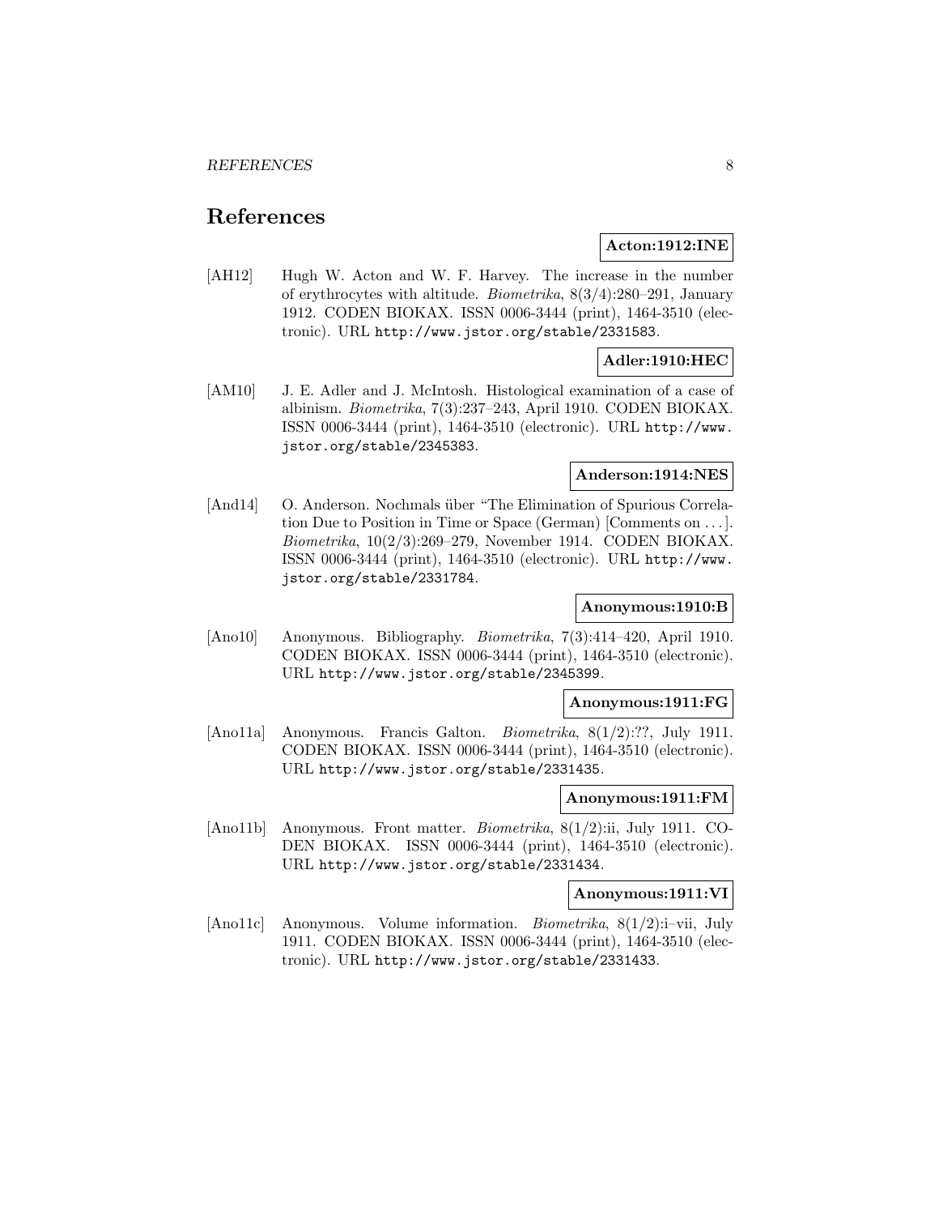## References

**Acton:1912:INE**

[AH12] Hugh W. Acton and W. F. Harvey. The increase in the number of erythrocytes with altitude. *Biometrika*, 8(3/4):280–291, January 1912. CODEN BIOKAX. ISSN 0006-3444 (print), 1464-3510 (electronic). URL http://www.jstor.org/stable/2331583.

**Adler:1910:HEC**

[AM10] J. E. Adler and J. McIntosh. Histological examination of a case of albinism. *Biometrika*, 7(3):237–243, April 1910. CODEN BIOKAX. ISSN 0006-3444 (print), 1464-3510 (electronic). URL http://www.jstor.org/stable/2345383.

**Anderson:1914:NES**

[And14] O. Anderson. Nochmals über "The Elimination of Spurious Correlation Due to Position in Time or Space (German) [Comments on ...]. *Biometrika*, 10(2/3):269–279, November 1914. CODEN BIOKAX. ISSN 0006-3444 (print), 1464-3510 (electronic). URL http://www.jstor.org/stable/2331784.

**Anonymous:1910:B**

[Ano10] Anonymous. Bibliography. *Biometrika*, 7(3):414–420, April 1910. CODEN BIOKAX. ISSN 0006-3444 (print), 1464-3510 (electronic). URL http://www.jstor.org/stable/2345399.

**Anonymous:1911:FG**

[Ano11a] Anonymous. Francis Galton. *Biometrika*, 8(1/2):??, July 1911. CODEN BIOKAX. ISSN 0006-3444 (print), 1464-3510 (electronic). URL http://www.jstor.org/stable/2331435.

**Anonymous:1911:FM**

[Ano11b] Anonymous. Front matter. *Biometrika*, 8(1/2):ii, July 1911. CODEN BIOKAX. ISSN 0006-3444 (print), 1464-3510 (electronic). URL http://www.jstor.org/stable/2331434.

**Anonymous:1911:VI**

[Ano11c] Anonymous. Volume information. *Biometrika*, 8(1/2):i–vii, July 1911. CODEN BIOKAX. ISSN 0006-3444 (print), 1464-3510 (electronic). URL http://www.jstor.org/stable/2331433.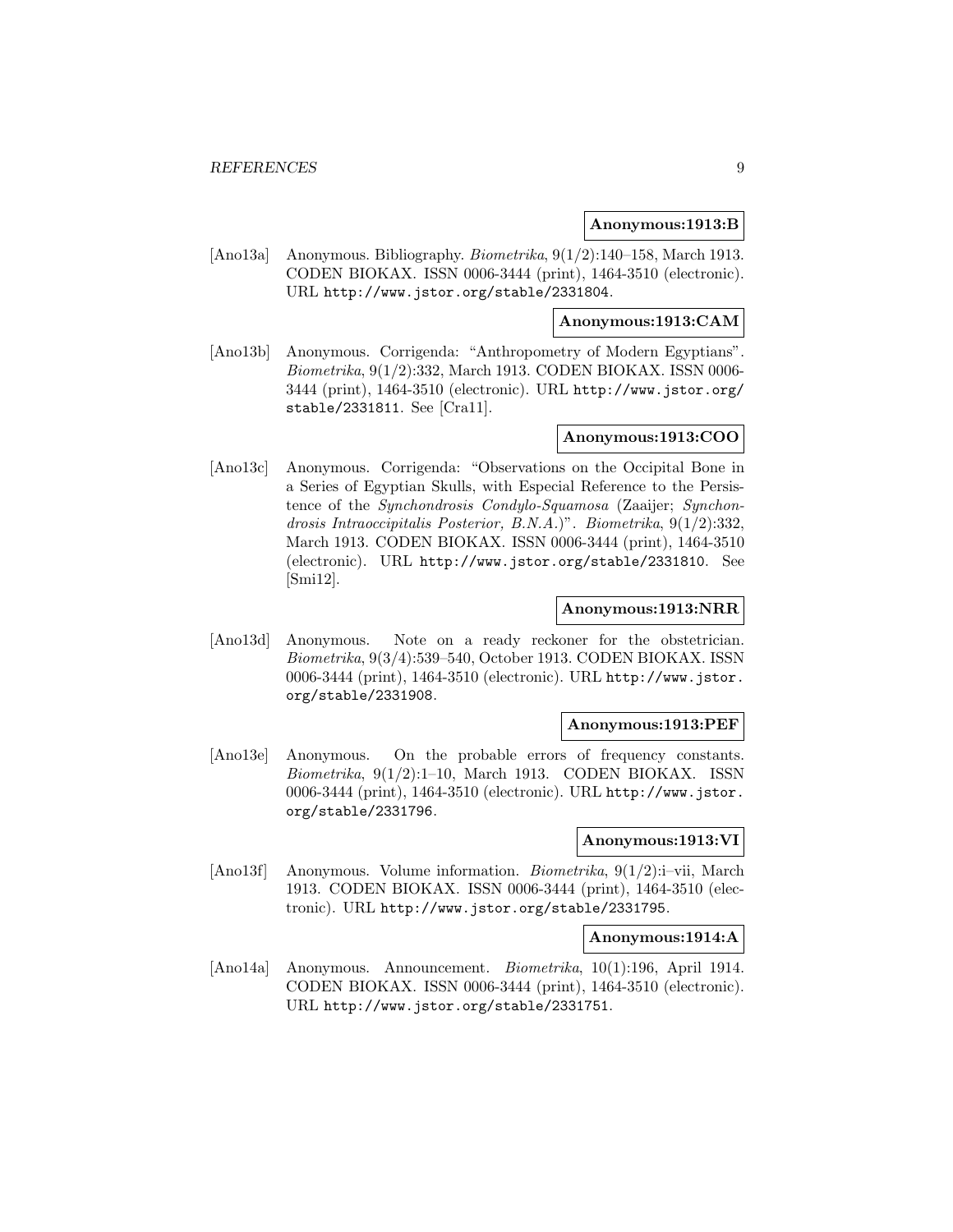**Anonymous:1913:B**

[Ano13a] Anonymous. Bibliography. *Biometrika*, 9(1/2):140–158, March 1913. CODEN BIOKAX. ISSN 0006-3444 (print), 1464-3510 (electronic). URL http://www.jstor.org/stable/2331804.

**Anonymous:1913:CAM**

[Ano13b] Anonymous. Corrigenda: "Anthropometry of Modern Egyptians". *Biometrika*, 9(1/2):332, March 1913. CODEN BIOKAX. ISSN 0006-3444 (print), 1464-3510 (electronic). URL http://www.jstor.org/stable/2331811. See [Cra11].

**Anonymous:1913:COO**

[Ano13c] Anonymous. Corrigenda: "Observations on the Occipital Bone in a Series of Egyptian Skulls, with Especial Reference to the Persistence of the *Synchondrosis Condylo-Squamosa* (Zaaijer; *Synchondrosis Intraoccipitalis Posterior, B.N.A.*)". *Biometrika*, 9(1/2):332, March 1913. CODEN BIOKAX. ISSN 0006-3444 (print), 1464-3510 (electronic). URL http://www.jstor.org/stable/2331810. See [Smi12].

**Anonymous:1913:NRR**

[Ano13d] Anonymous. Note on a ready reckoner for the obstetrician. *Biometrika*, 9(3/4):539–540, October 1913. CODEN BIOKAX. ISSN 0006-3444 (print), 1464-3510 (electronic). URL http://www.jstor.org/stable/2331908.

**Anonymous:1913:PEF**

[Ano13e] Anonymous. On the probable errors of frequency constants. *Biometrika*, 9(1/2):1–10, March 1913. CODEN BIOKAX. ISSN 0006-3444 (print), 1464-3510 (electronic). URL http://www.jstor.org/stable/2331796.

**Anonymous:1913:VI**

[Ano13f] Anonymous. Volume information. *Biometrika*, 9(1/2):i–vii, March 1913. CODEN BIOKAX. ISSN 0006-3444 (print), 1464-3510 (electronic). URL http://www.jstor.org/stable/2331795.

**Anonymous:1914:A**

[Ano14a] Anonymous. Announcement. *Biometrika*, 10(1):196, April 1914. CODEN BIOKAX. ISSN 0006-3444 (print), 1464-3510 (electronic). URL http://www.jstor.org/stable/2331751.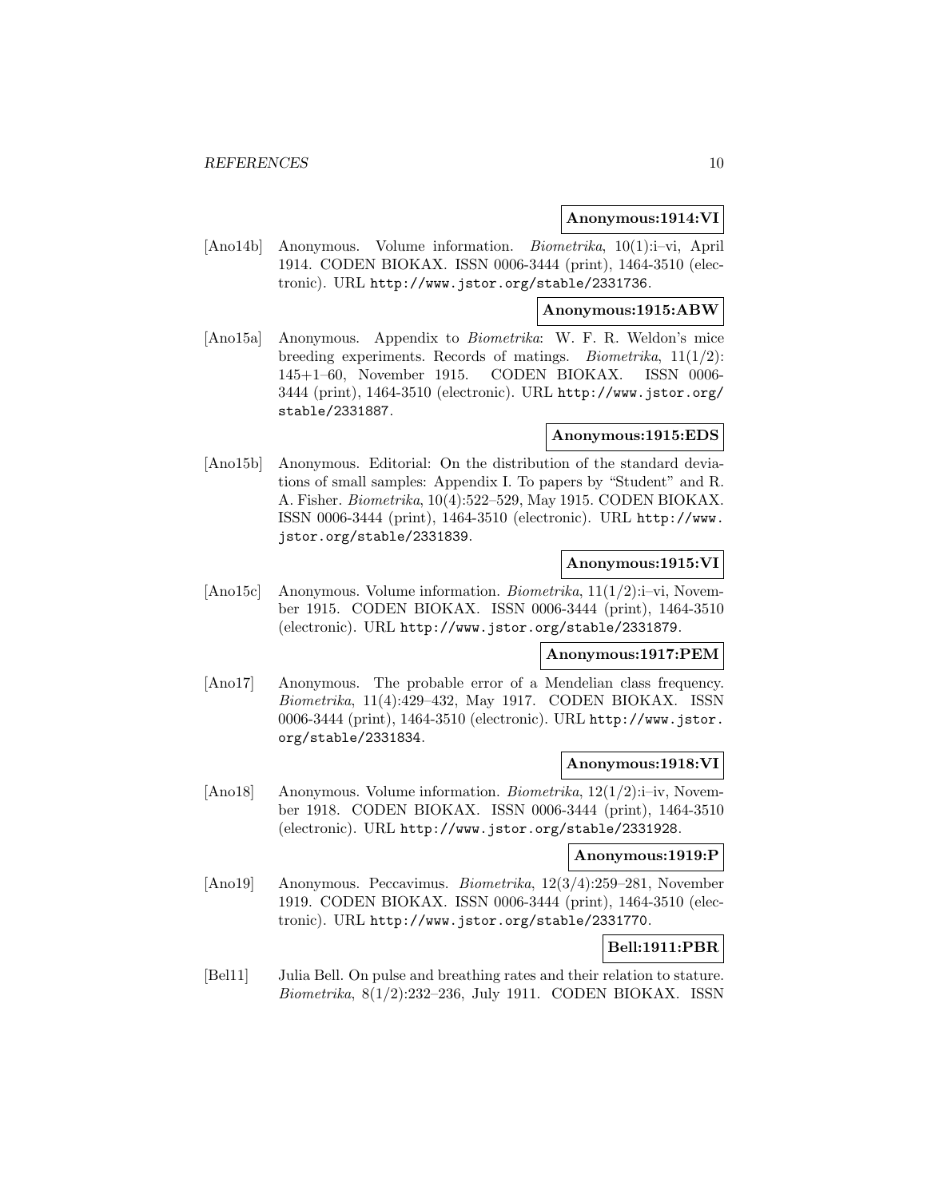**Anonymous:1914:VI**

[Ano14b] Anonymous. Volume information. *Biometrika*, 10(1):i–vi, April 1914. CODEN BIOKAX. ISSN 0006-3444 (print), 1464-3510 (electronic). URL http://www.jstor.org/stable/2331736.

**Anonymous:1915:ABW**

[Ano15a] Anonymous. Appendix to *Biometrika*: W. F. R. Weldon's mice breeding experiments. Records of matings. *Biometrika*, 11(1/2): 145+1–60, November 1915. CODEN BIOKAX. ISSN 0006-3444 (print), 1464-3510 (electronic). URL http://www.jstor.org/stable/2331887.

**Anonymous:1915:EDS**

[Ano15b] Anonymous. Editorial: On the distribution of the standard deviations of small samples: Appendix I. To papers by "Student" and R. A. Fisher. *Biometrika*, 10(4):522–529, May 1915. CODEN BIOKAX. ISSN 0006-3444 (print), 1464-3510 (electronic). URL http://www.jstor.org/stable/2331839.

**Anonymous:1915:VI**

[Ano15c] Anonymous. Volume information. *Biometrika*, 11(1/2):i–vi, November 1915. CODEN BIOKAX. ISSN 0006-3444 (print), 1464-3510 (electronic). URL http://www.jstor.org/stable/2331879.

**Anonymous:1917:PEM**

[Ano17] Anonymous. The probable error of a Mendelian class frequency. *Biometrika*, 11(4):429–432, May 1917. CODEN BIOKAX. ISSN 0006-3444 (print), 1464-3510 (electronic). URL http://www.jstor.org/stable/2331834.

**Anonymous:1918:VI**

[Ano18] Anonymous. Volume information. *Biometrika*, 12(1/2):i–iv, November 1918. CODEN BIOKAX. ISSN 0006-3444 (print), 1464-3510 (electronic). URL http://www.jstor.org/stable/2331928.

**Anonymous:1919:P**

[Ano19] Anonymous. Peccavimus. *Biometrika*, 12(3/4):259–281, November 1919. CODEN BIOKAX. ISSN 0006-3444 (print), 1464-3510 (electronic). URL http://www.jstor.org/stable/2331770.

**Bell:1911:PBR**

[Bel11] Julia Bell. On pulse and breathing rates and their relation to stature. *Biometrika*, 8(1/2):232–236, July 1911. CODEN BIOKAX. ISSN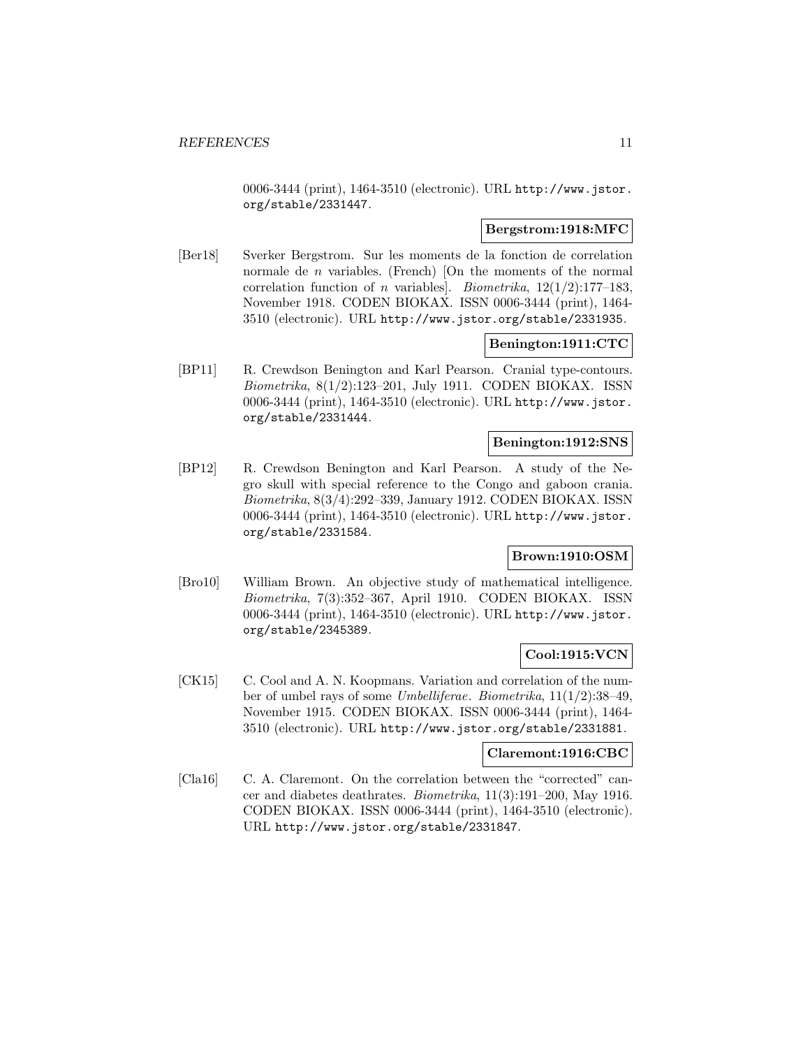0006-3444 (print), 1464-3510 (electronic). URL http://www.jstor.org/stable/2331447.

**Bergstrom:1918:MFC**

[Ber18] Sverker Bergstrom. Sur les moments de la fonction de correlation normale de $n$ variables. (French) [On the moments of the normal correlation function of $n$ variables]. *Biometrika*, 12(1/2):177–183, November 1918. CODEN BIOKAX. ISSN 0006-3444 (print), 1464-3510 (electronic). URL http://www.jstor.org/stable/2331935.

**Benington:1911:CTC**

[BP11] R. Crewdson Benington and Karl Pearson. Cranial type-contours. *Biometrika*, 8(1/2):123–201, July 1911. CODEN BIOKAX. ISSN 0006-3444 (print), 1464-3510 (electronic). URL http://www.jstor.org/stable/2331444.

**Benington:1912:SNS**

[BP12] R. Crewdson Benington and Karl Pearson. A study of the Negro skull with special reference to the Congo and gaboon crania. *Biometrika*, 8(3/4):292–339, January 1912. CODEN BIOKAX. ISSN 0006-3444 (print), 1464-3510 (electronic). URL http://www.jstor.org/stable/2331584.

**Brown:1910:OSM**

[Bro10] William Brown. An objective study of mathematical intelligence. *Biometrika*, 7(3):352–367, April 1910. CODEN BIOKAX. ISSN 0006-3444 (print), 1464-3510 (electronic). URL http://www.jstor.org/stable/2345389.

**Cool:1915:VCN**

[CK15] C. Cool and A. N. Koopmans. Variation and correlation of the number of umbel rays of some *Umbelliferae*. *Biometrika*, 11(1/2):38–49, November 1915. CODEN BIOKAX. ISSN 0006-3444 (print), 1464-3510 (electronic). URL http://www.jstor.org/stable/2331881.

**Claremont:1916:CBC**

[Cla16] C. A. Claremont. On the correlation between the "corrected" cancer and diabetes deathrates. *Biometrika*, 11(3):191–200, May 1916. CODEN BIOKAX. ISSN 0006-3444 (print), 1464-3510 (electronic). URL http://www.jstor.org/stable/2331847.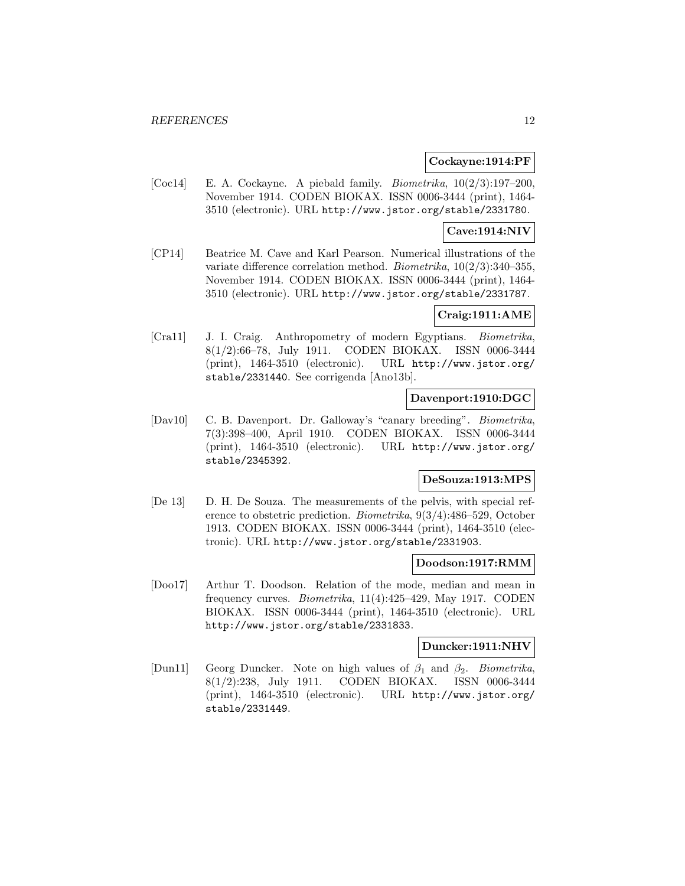**Cockayne:1914:PF**

[Coc14] E. A. Cockayne. A piebald family. *Biometrika*, 10(2/3):197–200, November 1914. CODEN BIOKAX. ISSN 0006-3444 (print), 1464-3510 (electronic). URL http://www.jstor.org/stable/2331780.

**Cave:1914:NIV**

[CP14] Beatrice M. Cave and Karl Pearson. Numerical illustrations of the variate difference correlation method. *Biometrika*, 10(2/3):340–355, November 1914. CODEN BIOKAX. ISSN 0006-3444 (print), 1464-3510 (electronic). URL http://www.jstor.org/stable/2331787.

**Craig:1911:AME**

[Cra11] J. I. Craig. Anthropometry of modern Egyptians. *Biometrika*, 8(1/2):66–78, July 1911. CODEN BIOKAX. ISSN 0006-3444 (print), 1464-3510 (electronic). URL http://www.jstor.org/stable/2331440. See corrigenda [Ano13b].

**Davenport:1910:DGC**

[Dav10] C. B. Davenport. Dr. Galloway's "canary breeding". *Biometrika*, 7(3):398–400, April 1910. CODEN BIOKAX. ISSN 0006-3444 (print), 1464-3510 (electronic). URL http://www.jstor.org/stable/2345392.

**DeSouza:1913:MPS**

[De 13] D. H. De Souza. The measurements of the pelvis, with special reference to obstetric prediction. *Biometrika*, 9(3/4):486–529, October 1913. CODEN BIOKAX. ISSN 0006-3444 (print), 1464-3510 (electronic). URL http://www.jstor.org/stable/2331903.

**Doodson:1917:RMM**

[Doo17] Arthur T. Doodson. Relation of the mode, median and mean in frequency curves. *Biometrika*, 11(4):425–429, May 1917. CODEN BIOKAX. ISSN 0006-3444 (print), 1464-3510 (electronic). URL http://www.jstor.org/stable/2331833.

**Duncker:1911:NHV**

[Dun11] Georg Duncker. Note on high values of $\beta_1$ and $\beta_2$. *Biometrika*, 8(1/2):238, July 1911. CODEN BIOKAX. ISSN 0006-3444 (print), 1464-3510 (electronic). URL http://www.jstor.org/stable/2331449.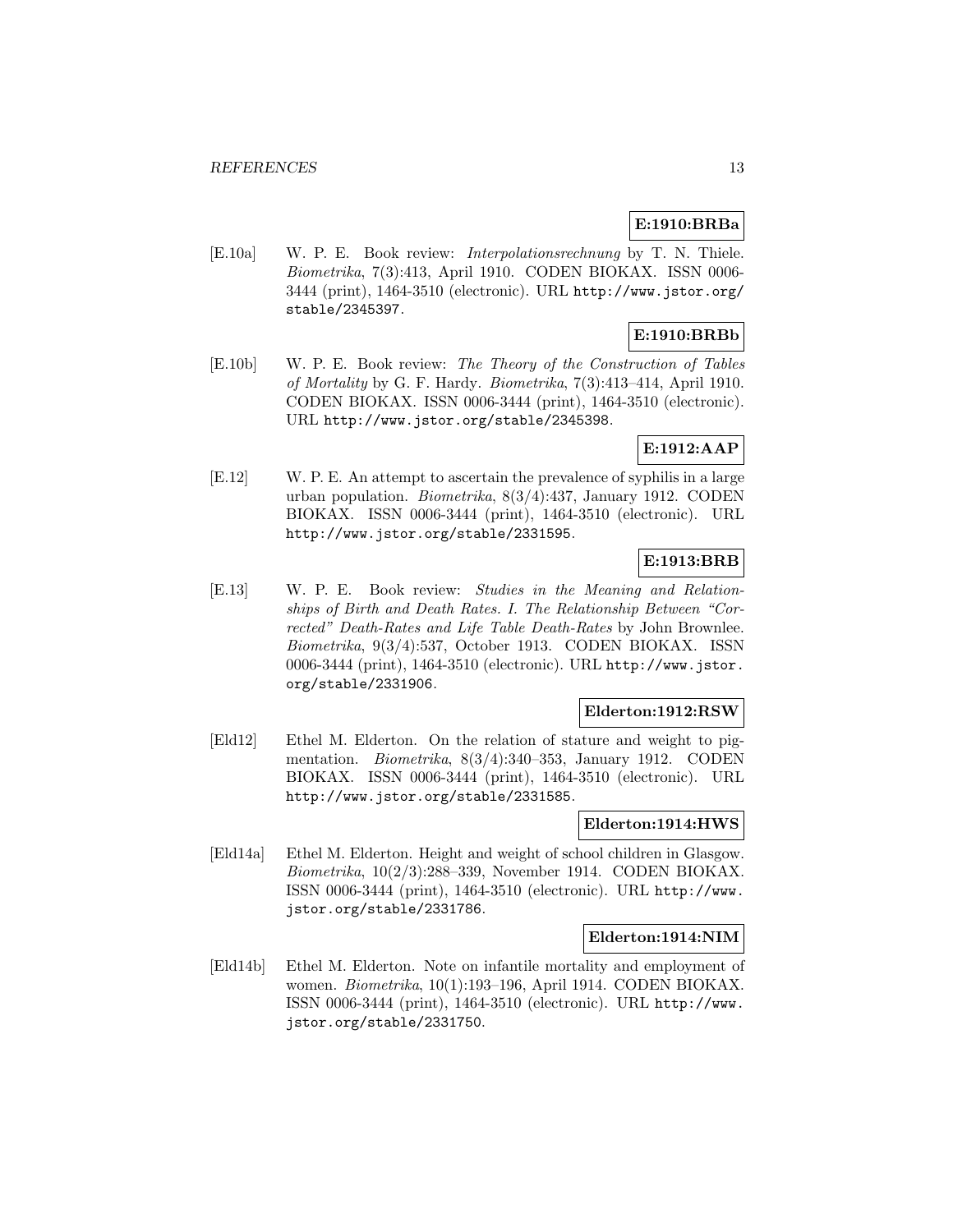**E:1910:BRBa**

[E.10a] W. P. E. Book review: *Interpolationsrechnung* by T. N. Thiele. *Biometrika*, 7(3):413, April 1910. CODEN BIOKAX. ISSN 0006-3444 (print), 1464-3510 (electronic). URL http://www.jstor.org/stable/2345397.

**E:1910:BRBb**

[E.10b] W. P. E. Book review: *The Theory of the Construction of Tables of Mortality* by G. F. Hardy. *Biometrika*, 7(3):413–414, April 1910. CODEN BIOKAX. ISSN 0006-3444 (print), 1464-3510 (electronic). URL http://www.jstor.org/stable/2345398.

**E:1912:AAP**

[E.12] W. P. E. An attempt to ascertain the prevalence of syphilis in a large urban population. *Biometrika*, 8(3/4):437, January 1912. CODEN BIOKAX. ISSN 0006-3444 (print), 1464-3510 (electronic). URL http://www.jstor.org/stable/2331595.

**E:1913:BRB**

[E.13] W. P. E. Book review: *Studies in the Meaning and Relationships of Birth and Death Rates. I. The Relationship Between "Corrected" Death-Rates and Life Table Death-Rates* by John Brownlee. *Biometrika*, 9(3/4):537, October 1913. CODEN BIOKAX. ISSN 0006-3444 (print), 1464-3510 (electronic). URL http://www.jstor.org/stable/2331906.

**Elderton:1912:RSW**

[Eld12] Ethel M. Elderton. On the relation of stature and weight to pigmentation. *Biometrika*, 8(3/4):340–353, January 1912. CODEN BIOKAX. ISSN 0006-3444 (print), 1464-3510 (electronic). URL http://www.jstor.org/stable/2331585.

**Elderton:1914:HWS**

[Eld14a] Ethel M. Elderton. Height and weight of school children in Glasgow. *Biometrika*, 10(2/3):288–339, November 1914. CODEN BIOKAX. ISSN 0006-3444 (print), 1464-3510 (electronic). URL http://www.jstor.org/stable/2331786.

**Elderton:1914:NIM**

[Eld14b] Ethel M. Elderton. Note on infantile mortality and employment of women. *Biometrika*, 10(1):193–196, April 1914. CODEN BIOKAX. ISSN 0006-3444 (print), 1464-3510 (electronic). URL http://www.jstor.org/stable/2331750.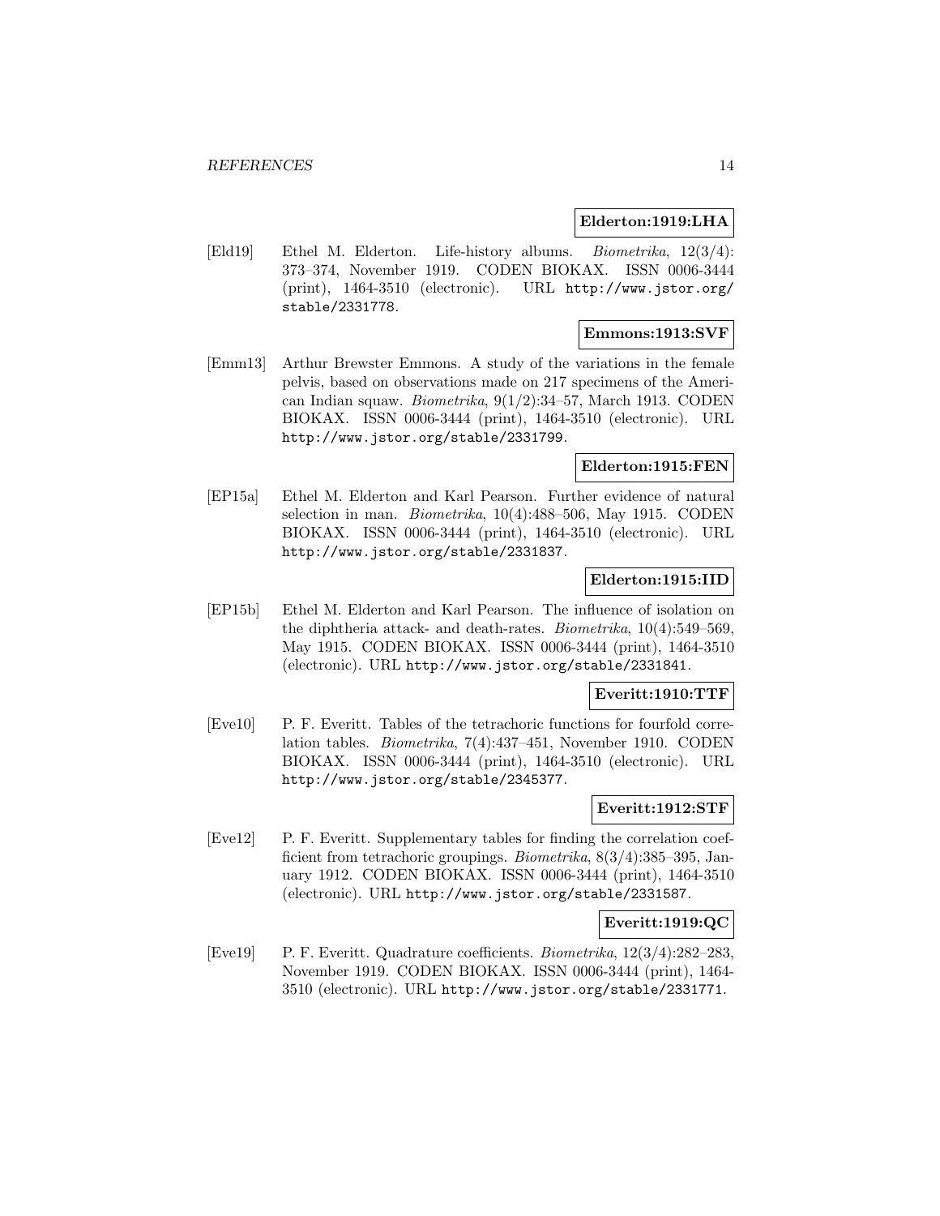**Elderton:1919:LHA**

[Eld19] Ethel M. Elderton. Life-history albums. *Biometrika*, 12(3/4): 373–374, November 1919. CODEN BIOKAX. ISSN 0006-3444 (print), 1464-3510 (electronic). URL http://www.jstor.org/stable/2331778.

**Emmons:1913:SVF**

[Emm13] Arthur Brewster Emmons. A study of the variations in the female pelvis, based on observations made on 217 specimens of the American Indian squaw. *Biometrika*, 9(1/2):34–57, March 1913. CODEN BIOKAX. ISSN 0006-3444 (print), 1464-3510 (electronic). URL http://www.jstor.org/stable/2331799.

**Elderton:1915:FEN**

[EP15a] Ethel M. Elderton and Karl Pearson. Further evidence of natural selection in man. *Biometrika*, 10(4):488–506, May 1915. CODEN BIOKAX. ISSN 0006-3444 (print), 1464-3510 (electronic). URL http://www.jstor.org/stable/2331837.

**Elderton:1915:IID**

[EP15b] Ethel M. Elderton and Karl Pearson. The influence of isolation on the diphtheria attack- and death-rates. *Biometrika*, 10(4):549–569, May 1915. CODEN BIOKAX. ISSN 0006-3444 (print), 1464-3510 (electronic). URL http://www.jstor.org/stable/2331841.

**Everitt:1910:TTF**

[Eve10] P. F. Everitt. Tables of the tetrachoric functions for fourfold correlation tables. *Biometrika*, 7(4):437–451, November 1910. CODEN BIOKAX. ISSN 0006-3444 (print), 1464-3510 (electronic). URL http://www.jstor.org/stable/2345377.

**Everitt:1912:STF**

[Eve12] P. F. Everitt. Supplementary tables for finding the correlation coefficient from tetrachoric groupings. *Biometrika*, 8(3/4):385–395, January 1912. CODEN BIOKAX. ISSN 0006-3444 (print), 1464-3510 (electronic). URL http://www.jstor.org/stable/2331587.

**Everitt:1919:QC**

[Eve19] P. F. Everitt. Quadrature coefficients. *Biometrika*, 12(3/4):282–283, November 1919. CODEN BIOKAX. ISSN 0006-3444 (print), 1464-3510 (electronic). URL http://www.jstor.org/stable/2331771.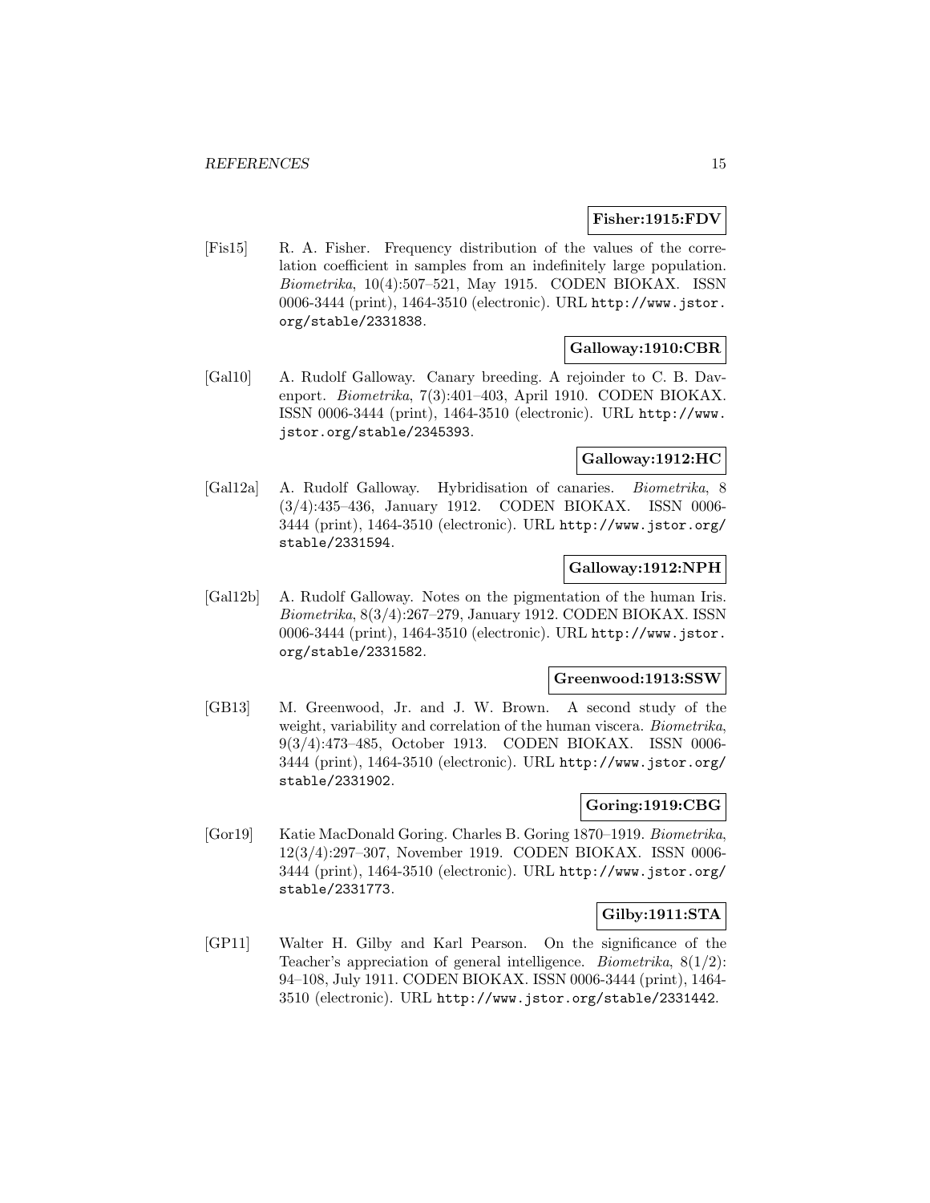**Fisher:1915:FDV**

[Fis15] R. A. Fisher. Frequency distribution of the values of the correlation coefficient in samples from an indefinitely large population. *Biometrika*, 10(4):507–521, May 1915. CODEN BIOKAX. ISSN 0006-3444 (print), 1464-3510 (electronic). URL http://www.jstor.org/stable/2331838.

**Galloway:1910:CBR**

[Gal10] A. Rudolf Galloway. Canary breeding. A rejoinder to C. B. Davenport. *Biometrika*, 7(3):401–403, April 1910. CODEN BIOKAX. ISSN 0006-3444 (print), 1464-3510 (electronic). URL http://www.jstor.org/stable/2345393.

**Galloway:1912:HC**

[Gal12a] A. Rudolf Galloway. Hybridisation of canaries. *Biometrika*, 8 (3/4):435–436, January 1912. CODEN BIOKAX. ISSN 0006-3444 (print), 1464-3510 (electronic). URL http://www.jstor.org/stable/2331594.

**Galloway:1912:NPH**

[Gal12b] A. Rudolf Galloway. Notes on the pigmentation of the human Iris. *Biometrika*, 8(3/4):267–279, January 1912. CODEN BIOKAX. ISSN 0006-3444 (print), 1464-3510 (electronic). URL http://www.jstor.org/stable/2331582.

**Greenwood:1913:SSW**

[GB13] M. Greenwood, Jr. and J. W. Brown. A second study of the weight, variability and correlation of the human viscera. *Biometrika*, 9(3/4):473–485, October 1913. CODEN BIOKAX. ISSN 0006-3444 (print), 1464-3510 (electronic). URL http://www.jstor.org/stable/2331902.

**Goring:1919:CBG**

[Gor19] Katie MacDonald Goring. Charles B. Goring 1870–1919. *Biometrika*, 12(3/4):297–307, November 1919. CODEN BIOKAX. ISSN 0006-3444 (print), 1464-3510 (electronic). URL http://www.jstor.org/stable/2331773.

**Gilby:1911:STA**

[GP11] Walter H. Gilby and Karl Pearson. On the significance of the Teacher's appreciation of general intelligence. *Biometrika*, 8(1/2): 94–108, July 1911. CODEN BIOKAX. ISSN 0006-3444 (print), 1464-3510 (electronic). URL http://www.jstor.org/stable/2331442.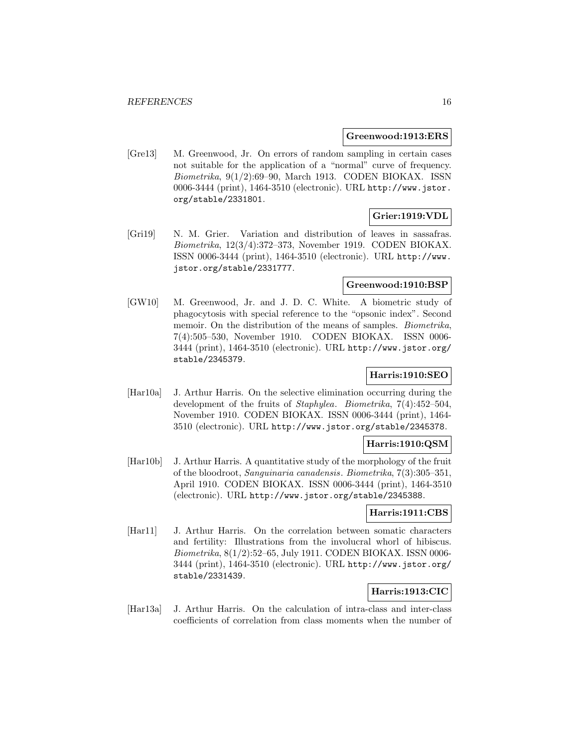**Greenwood:1913:ERS**

[Gre13] M. Greenwood, Jr. On errors of random sampling in certain cases not suitable for the application of a "normal" curve of frequency. *Biometrika*, 9(1/2):69–90, March 1913. CODEN BIOKAX. ISSN 0006-3444 (print), 1464-3510 (electronic). URL http://www.jstor.org/stable/2331801.

**Grier:1919:VDL**

[Gri19] N. M. Grier. Variation and distribution of leaves in sassafras. *Biometrika*, 12(3/4):372–373, November 1919. CODEN BIOKAX. ISSN 0006-3444 (print), 1464-3510 (electronic). URL http://www.jstor.org/stable/2331777.

**Greenwood:1910:BSP**

[GW10] M. Greenwood, Jr. and J. D. C. White. A biometric study of phagocytosis with special reference to the "opsonic index". Second memoir. On the distribution of the means of samples. *Biometrika*, 7(4):505–530, November 1910. CODEN BIOKAX. ISSN 0006-3444 (print), 1464-3510 (electronic). URL http://www.jstor.org/stable/2345379.

**Harris:1910:SEO**

[Har10a] J. Arthur Harris. On the selective elimination occurring during the development of the fruits of *Staphylea*. *Biometrika*, 7(4):452–504, November 1910. CODEN BIOKAX. ISSN 0006-3444 (print), 1464-3510 (electronic). URL http://www.jstor.org/stable/2345378.

**Harris:1910:QSM**

[Har10b] J. Arthur Harris. A quantitative study of the morphology of the fruit of the bloodroot, *Sanguinaria canadensis*. *Biometrika*, 7(3):305–351, April 1910. CODEN BIOKAX. ISSN 0006-3444 (print), 1464-3510 (electronic). URL http://www.jstor.org/stable/2345388.

**Harris:1911:CBS**

[Har11] J. Arthur Harris. On the correlation between somatic characters and fertility: Illustrations from the involucral whorl of hibiscus. *Biometrika*, 8(1/2):52–65, July 1911. CODEN BIOKAX. ISSN 0006-3444 (print), 1464-3510 (electronic). URL http://www.jstor.org/stable/2331439.

**Harris:1913:CIC**

[Har13a] J. Arthur Harris. On the calculation of intra-class and inter-class coefficients of correlation from class moments when the number of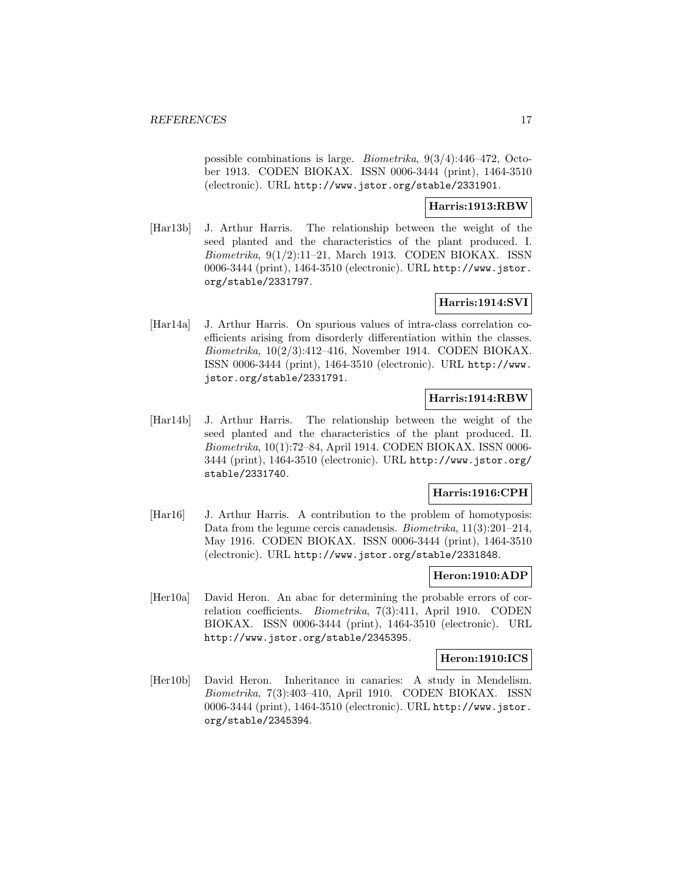possible combinations is large. *Biometrika*, 9(3/4):446–472, October 1913. CODEN BIOKAX. ISSN 0006-3444 (print), 1464-3510 (electronic). URL `http://www.jstor.org/stable/2331901`.

**Harris:1913:RBW**

[Har13b] J. Arthur Harris. The relationship between the weight of the seed planted and the characteristics of the plant produced. I. *Biometrika*, 9(1/2):11–21, March 1913. CODEN BIOKAX. ISSN 0006-3444 (print), 1464-3510 (electronic). URL `http://www.jstor.org/stable/2331797`.

**Harris:1914:SVI**

[Har14a] J. Arthur Harris. On spurious values of intra-class correlation coefficients arising from disorderly differentiation within the classes. *Biometrika*, 10(2/3):412–416, November 1914. CODEN BIOKAX. ISSN 0006-3444 (print), 1464-3510 (electronic). URL `http://www.jstor.org/stable/2331791`.

**Harris:1914:RBW**

[Har14b] J. Arthur Harris. The relationship between the weight of the seed planted and the characteristics of the plant produced. II. *Biometrika*, 10(1):72–84, April 1914. CODEN BIOKAX. ISSN 0006-3444 (print), 1464-3510 (electronic). URL `http://www.jstor.org/stable/2331740`.

**Harris:1916:CPH**

[Har16] J. Arthur Harris. A contribution to the problem of homotyposis: Data from the legume cercis canadensis. *Biometrika*, 11(3):201–214, May 1916. CODEN BIOKAX. ISSN 0006-3444 (print), 1464-3510 (electronic). URL `http://www.jstor.org/stable/2331848`.

**Heron:1910:ADP**

[Her10a] David Heron. An abac for determining the probable errors of correlation coefficients. *Biometrika*, 7(3):411, April 1910. CODEN BIOKAX. ISSN 0006-3444 (print), 1464-3510 (electronic). URL `http://www.jstor.org/stable/2345395`.

**Heron:1910:ICS**

[Her10b] David Heron. Inheritance in canaries: A study in Mendelism. *Biometrika*, 7(3):403–410, April 1910. CODEN BIOKAX. ISSN 0006-3444 (print), 1464-3510 (electronic). URL `http://www.jstor.org/stable/2345394`.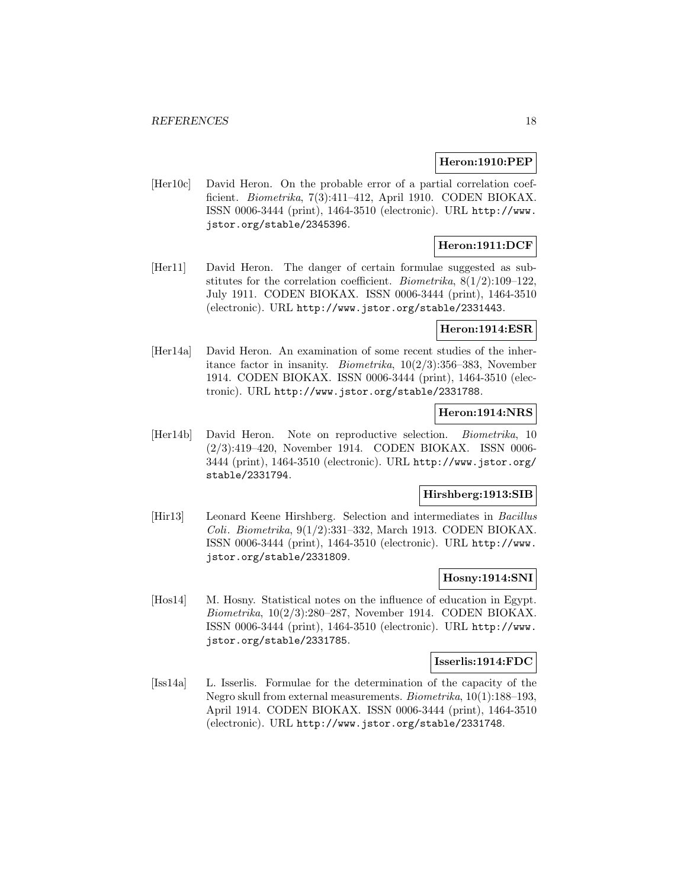**Heron:1910:PEP**

[Her10c] David Heron. On the probable error of a partial correlation coefficient. *Biometrika*, 7(3):411–412, April 1910. CODEN BIOKAX. ISSN 0006-3444 (print), 1464-3510 (electronic). URL http://www.jstor.org/stable/2345396.

**Heron:1911:DCF**

[Her11] David Heron. The danger of certain formulae suggested as substitutes for the correlation coefficient. *Biometrika*, 8(1/2):109–122, July 1911. CODEN BIOKAX. ISSN 0006-3444 (print), 1464-3510 (electronic). URL http://www.jstor.org/stable/2331443.

**Heron:1914:ESR**

[Her14a] David Heron. An examination of some recent studies of the inheritance factor in insanity. *Biometrika*, 10(2/3):356–383, November 1914. CODEN BIOKAX. ISSN 0006-3444 (print), 1464-3510 (electronic). URL http://www.jstor.org/stable/2331788.

**Heron:1914:NRS**

[Her14b] David Heron. Note on reproductive selection. *Biometrika*, 10 (2/3):419–420, November 1914. CODEN BIOKAX. ISSN 0006-3444 (print), 1464-3510 (electronic). URL http://www.jstor.org/stable/2331794.

**Hirshberg:1913:SIB**

[Hir13] Leonard Keene Hirshberg. Selection and intermediates in *Bacillus Coli*. *Biometrika*, 9(1/2):331–332, March 1913. CODEN BIOKAX. ISSN 0006-3444 (print), 1464-3510 (electronic). URL http://www.jstor.org/stable/2331809.

**Hosny:1914:SNI**

[Hos14] M. Hosny. Statistical notes on the influence of education in Egypt. *Biometrika*, 10(2/3):280–287, November 1914. CODEN BIOKAX. ISSN 0006-3444 (print), 1464-3510 (electronic). URL http://www.jstor.org/stable/2331785.

**Isserlis:1914:FDC**

[Iss14a] L. Isserlis. Formulae for the determination of the capacity of the Negro skull from external measurements. *Biometrika*, 10(1):188–193, April 1914. CODEN BIOKAX. ISSN 0006-3444 (print), 1464-3510 (electronic). URL http://www.jstor.org/stable/2331748.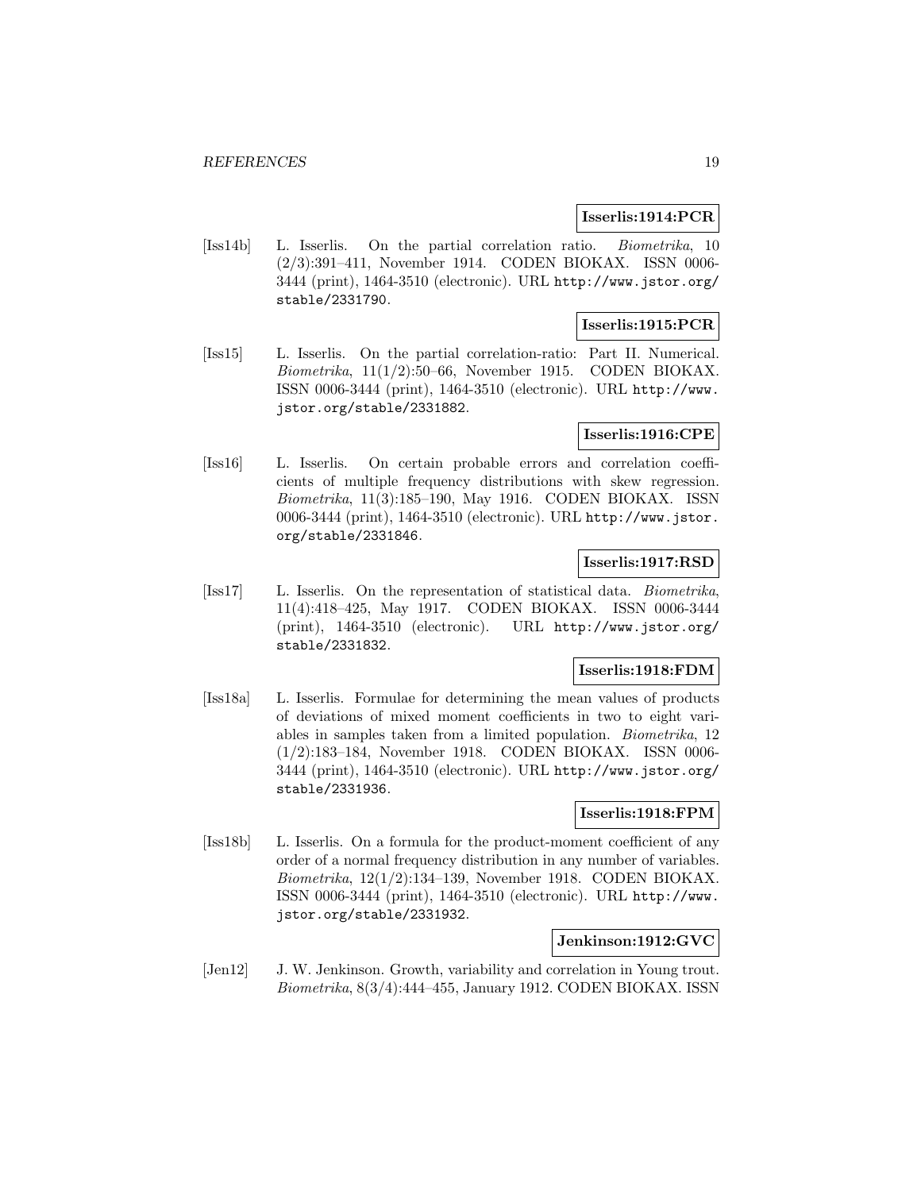**Isserlis:1914:PCR**

[Iss14b] L. Isserlis. On the partial correlation ratio. *Biometrika*, 10 (2/3):391–411, November 1914. CODEN BIOKAX. ISSN 0006-3444 (print), 1464-3510 (electronic). URL http://www.jstor.org/stable/2331790.

**Isserlis:1915:PCR**

[Iss15] L. Isserlis. On the partial correlation-ratio: Part II. Numerical. *Biometrika*, 11(1/2):50–66, November 1915. CODEN BIOKAX. ISSN 0006-3444 (print), 1464-3510 (electronic). URL http://www.jstor.org/stable/2331882.

**Isserlis:1916:CPE**

[Iss16] L. Isserlis. On certain probable errors and correlation coefficients of multiple frequency distributions with skew regression. *Biometrika*, 11(3):185–190, May 1916. CODEN BIOKAX. ISSN 0006-3444 (print), 1464-3510 (electronic). URL http://www.jstor.org/stable/2331846.

**Isserlis:1917:RSD**

[Iss17] L. Isserlis. On the representation of statistical data. *Biometrika*, 11(4):418–425, May 1917. CODEN BIOKAX. ISSN 0006-3444 (print), 1464-3510 (electronic). URL http://www.jstor.org/stable/2331832.

**Isserlis:1918:FDM**

[Iss18a] L. Isserlis. Formulae for determining the mean values of products of deviations of mixed moment coefficients in two to eight variables in samples taken from a limited population. *Biometrika*, 12 (1/2):183–184, November 1918. CODEN BIOKAX. ISSN 0006-3444 (print), 1464-3510 (electronic). URL http://www.jstor.org/stable/2331936.

**Isserlis:1918:FPM**

[Iss18b] L. Isserlis. On a formula for the product-moment coefficient of any order of a normal frequency distribution in any number of variables. *Biometrika*, 12(1/2):134–139, November 1918. CODEN BIOKAX. ISSN 0006-3444 (print), 1464-3510 (electronic). URL http://www.jstor.org/stable/2331932.

**Jenkinson:1912:GVC**

[Jen12] J. W. Jenkinson. Growth, variability and correlation in Young trout. *Biometrika*, 8(3/4):444–455, January 1912. CODEN BIOKAX. ISSN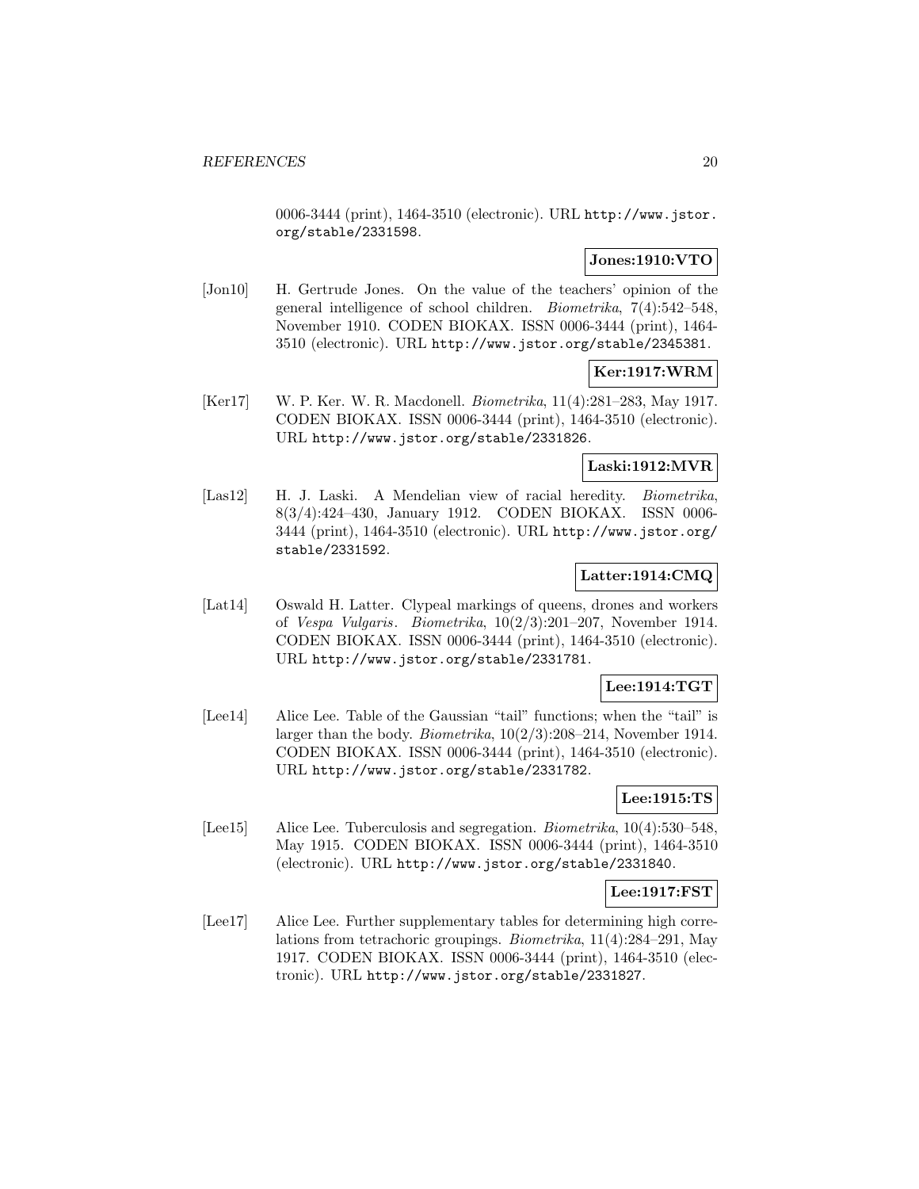0006-3444 (print), 1464-3510 (electronic). URL http://www.jstor.org/stable/2331598.

**Jones:1910:VTO**

[Jon10] H. Gertrude Jones. On the value of the teachers' opinion of the general intelligence of school children. *Biometrika*, 7(4):542–548, November 1910. CODEN BIOKAX. ISSN 0006-3444 (print), 1464-3510 (electronic). URL http://www.jstor.org/stable/2345381.

**Ker:1917:WRM**

[Ker17] W. P. Ker. W. R. Macdonell. *Biometrika*, 11(4):281–283, May 1917. CODEN BIOKAX. ISSN 0006-3444 (print), 1464-3510 (electronic). URL http://www.jstor.org/stable/2331826.

**Laski:1912:MVR**

[Las12] H. J. Laski. A Mendelian view of racial heredity. *Biometrika*, 8(3/4):424–430, January 1912. CODEN BIOKAX. ISSN 0006-3444 (print), 1464-3510 (electronic). URL http://www.jstor.org/stable/2331592.

**Latter:1914:CMQ**

[Lat14] Oswald H. Latter. Clypeal markings of queens, drones and workers of *Vespa Vulgaris*. *Biometrika*, 10(2/3):201–207, November 1914. CODEN BIOKAX. ISSN 0006-3444 (print), 1464-3510 (electronic). URL http://www.jstor.org/stable/2331781.

**Lee:1914:TGT**

[Lee14] Alice Lee. Table of the Gaussian "tail" functions; when the "tail" is larger than the body. *Biometrika*, 10(2/3):208–214, November 1914. CODEN BIOKAX. ISSN 0006-3444 (print), 1464-3510 (electronic). URL http://www.jstor.org/stable/2331782.

**Lee:1915:TS**

[Lee15] Alice Lee. Tuberculosis and segregation. *Biometrika*, 10(4):530–548, May 1915. CODEN BIOKAX. ISSN 0006-3444 (print), 1464-3510 (electronic). URL http://www.jstor.org/stable/2331840.

**Lee:1917:FST**

[Lee17] Alice Lee. Further supplementary tables for determining high correlations from tetrachoric groupings. *Biometrika*, 11(4):284–291, May 1917. CODEN BIOKAX. ISSN 0006-3444 (print), 1464-3510 (electronic). URL http://www.jstor.org/stable/2331827.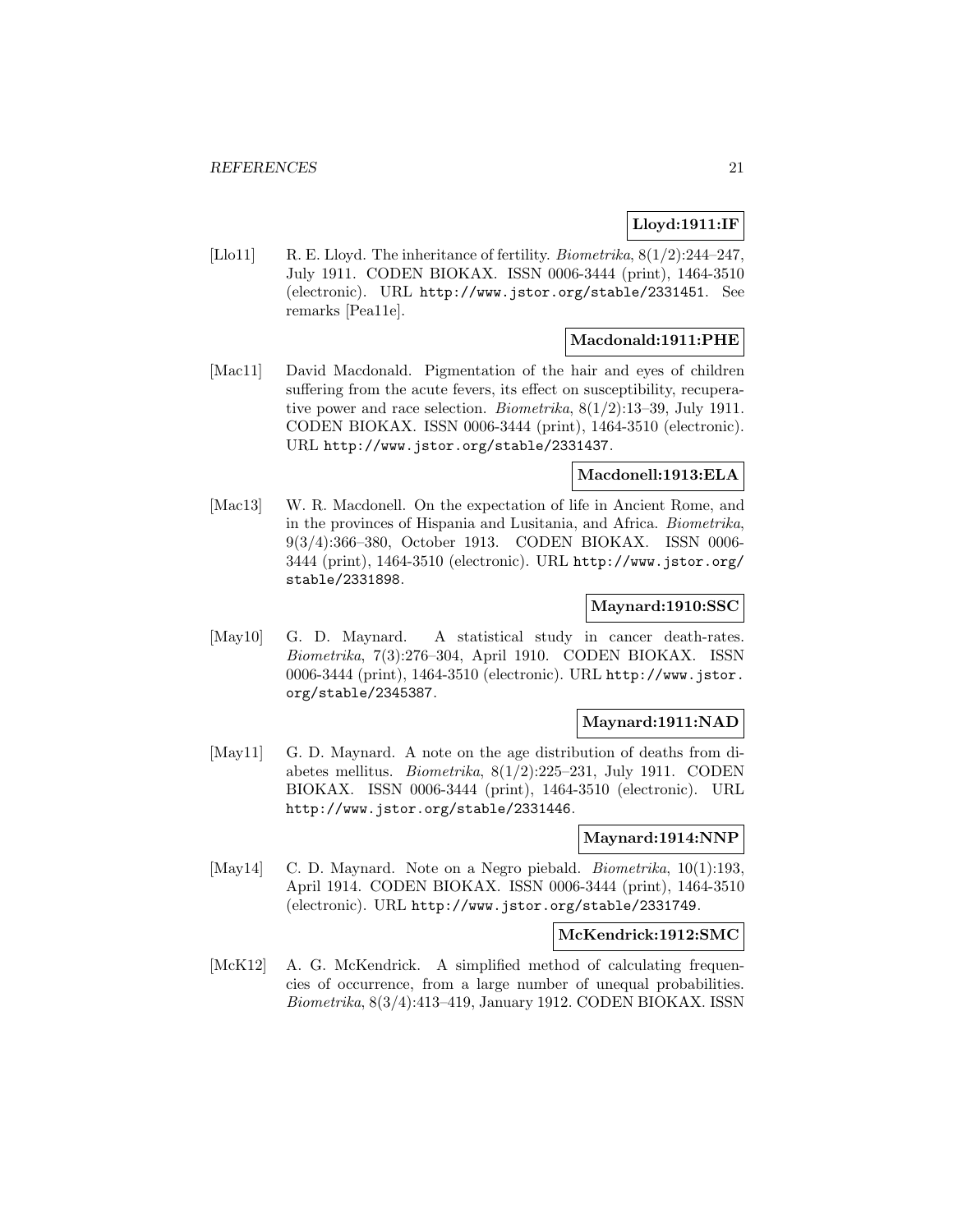**Lloyd:1911:IF**

[Llo11] R. E. Lloyd. The inheritance of fertility. *Biometrika*, 8(1/2):244–247, July 1911. CODEN BIOKAX. ISSN 0006-3444 (print), 1464-3510 (electronic). URL http://www.jstor.org/stable/2331451. See remarks [Pea11e].

**Macdonald:1911:PHE**

[Mac11] David Macdonald. Pigmentation of the hair and eyes of children suffering from the acute fevers, its effect on susceptibility, recuperative power and race selection. *Biometrika*, 8(1/2):13–39, July 1911. CODEN BIOKAX. ISSN 0006-3444 (print), 1464-3510 (electronic). URL http://www.jstor.org/stable/2331437.

**Macdonell:1913:ELA**

[Mac13] W. R. Macdonell. On the expectation of life in Ancient Rome, and in the provinces of Hispania and Lusitania, and Africa. *Biometrika*, 9(3/4):366–380, October 1913. CODEN BIOKAX. ISSN 0006-3444 (print), 1464-3510 (electronic). URL http://www.jstor.org/stable/2331898.

**Maynard:1910:SSC**

[May10] G. D. Maynard. A statistical study in cancer death-rates. *Biometrika*, 7(3):276–304, April 1910. CODEN BIOKAX. ISSN 0006-3444 (print), 1464-3510 (electronic). URL http://www.jstor.org/stable/2345387.

**Maynard:1911:NAD**

[May11] G. D. Maynard. A note on the age distribution of deaths from diabetes mellitus. *Biometrika*, 8(1/2):225–231, July 1911. CODEN BIOKAX. ISSN 0006-3444 (print), 1464-3510 (electronic). URL http://www.jstor.org/stable/2331446.

**Maynard:1914:NNP**

[May14] C. D. Maynard. Note on a Negro piebald. *Biometrika*, 10(1):193, April 1914. CODEN BIOKAX. ISSN 0006-3444 (print), 1464-3510 (electronic). URL http://www.jstor.org/stable/2331749.

**McKendrick:1912:SMC**

[McK12] A. G. McKendrick. A simplified method of calculating frequencies of occurrence, from a large number of unequal probabilities. *Biometrika*, 8(3/4):413–419, January 1912. CODEN BIOKAX. ISSN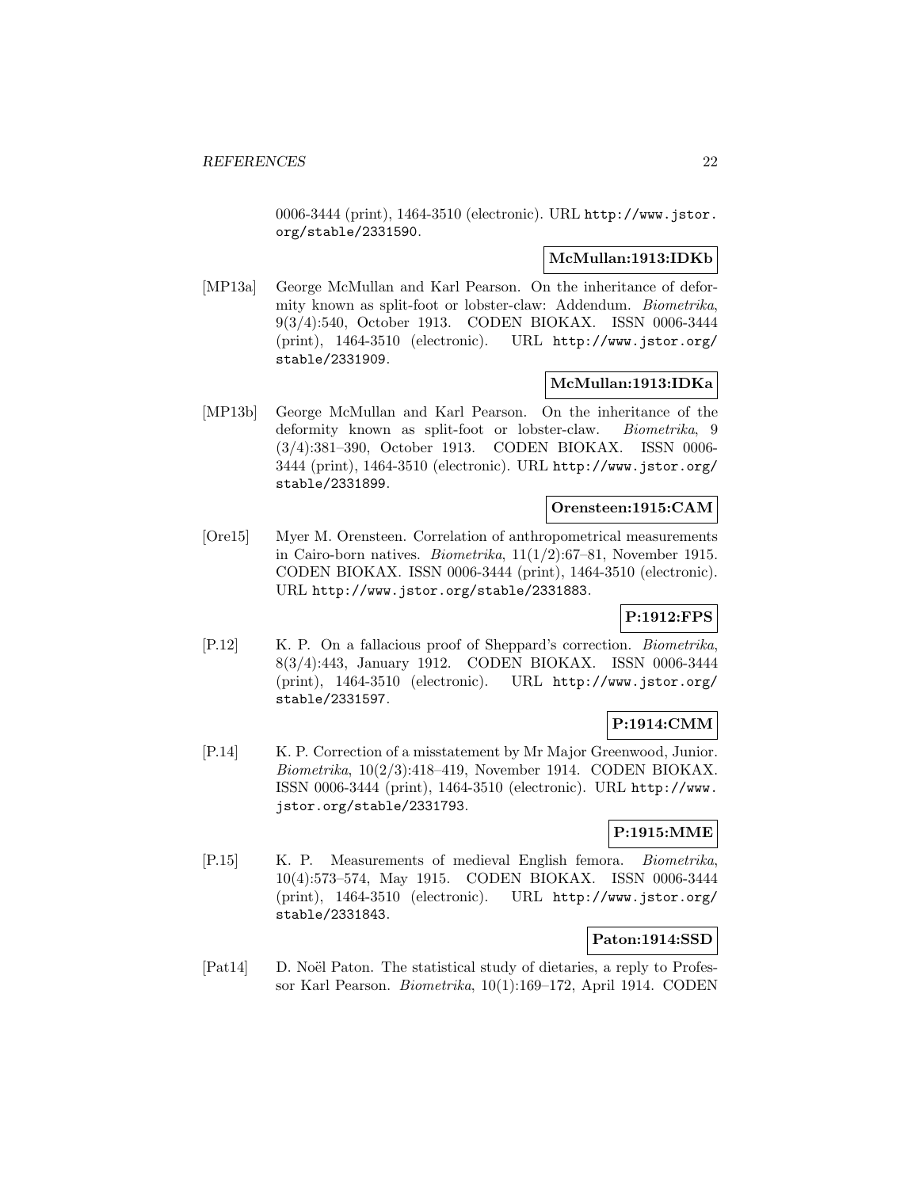0006-3444 (print), 1464-3510 (electronic). URL http://www.jstor.org/stable/2331590.

**McMullan:1913:IDKb**

[MP13a] George McMullan and Karl Pearson. On the inheritance of deformity known as split-foot or lobster-claw: Addendum. *Biometrika*, 9(3/4):540, October 1913. CODEN BIOKAX. ISSN 0006-3444 (print), 1464-3510 (electronic). URL http://www.jstor.org/stable/2331909.

**McMullan:1913:IDKa**

[MP13b] George McMullan and Karl Pearson. On the inheritance of the deformity known as split-foot or lobster-claw. *Biometrika*, 9 (3/4):381–390, October 1913. CODEN BIOKAX. ISSN 0006-3444 (print), 1464-3510 (electronic). URL http://www.jstor.org/stable/2331899.

**Orensteen:1915:CAM**

[Ore15] Myer M. Orensteen. Correlation of anthropometrical measurements in Cairo-born natives. *Biometrika*, 11(1/2):67–81, November 1915. CODEN BIOKAX. ISSN 0006-3444 (print), 1464-3510 (electronic). URL http://www.jstor.org/stable/2331883.

**P:1912:FPS**

[P.12] K. P. On a fallacious proof of Sheppard's correction. *Biometrika*, 8(3/4):443, January 1912. CODEN BIOKAX. ISSN 0006-3444 (print), 1464-3510 (electronic). URL http://www.jstor.org/stable/2331597.

**P:1914:CMM**

[P.14] K. P. Correction of a misstatement by Mr Major Greenwood, Junior. *Biometrika*, 10(2/3):418–419, November 1914. CODEN BIOKAX. ISSN 0006-3444 (print), 1464-3510 (electronic). URL http://www.jstor.org/stable/2331793.

**P:1915:MME**

[P.15] K. P. Measurements of medieval English femora. *Biometrika*, 10(4):573–574, May 1915. CODEN BIOKAX. ISSN 0006-3444 (print), 1464-3510 (electronic). URL http://www.jstor.org/stable/2331843.

**Paton:1914:SSD**

[Pat14] D. Noël Paton. The statistical study of dietaries, a reply to Professor Karl Pearson. *Biometrika*, 10(1):169–172, April 1914. CODEN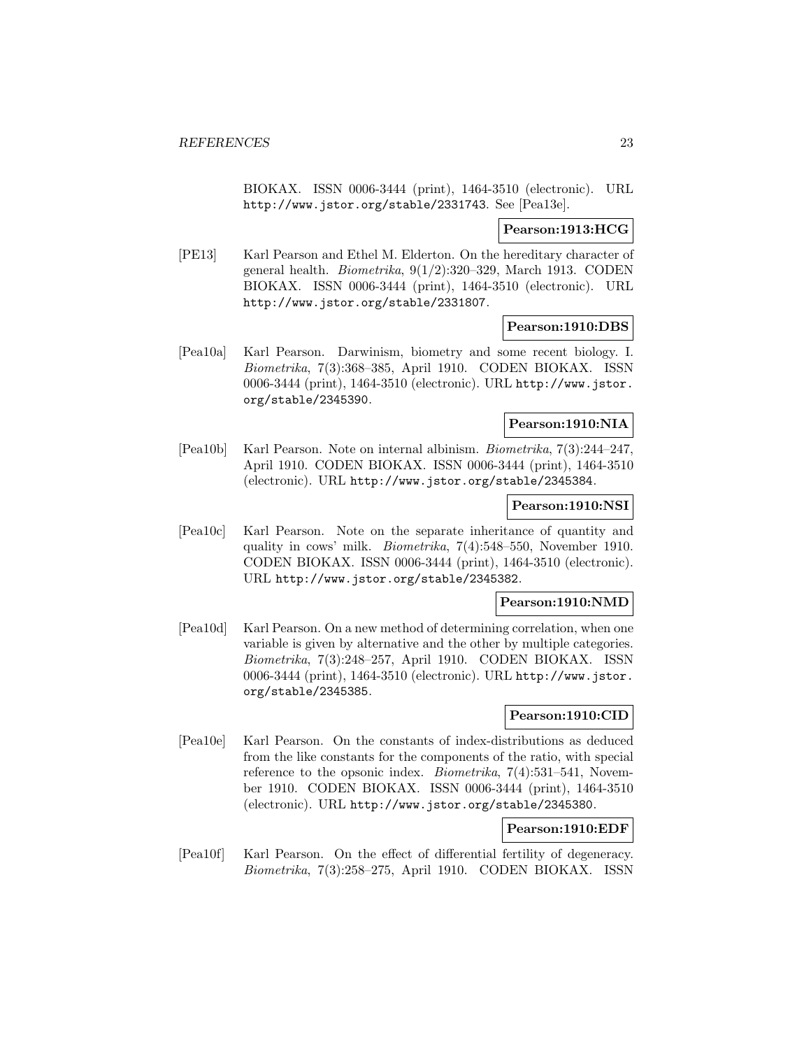BIOKAX. ISSN 0006-3444 (print), 1464-3510 (electronic). URL http://www.jstor.org/stable/2331743. See [Pea13e].

**Pearson:1913:HCG**

[PE13] Karl Pearson and Ethel M. Elderton. On the hereditary character of general health. *Biometrika*, 9(1/2):320–329, March 1913. CODEN BIOKAX. ISSN 0006-3444 (print), 1464-3510 (electronic). URL http://www.jstor.org/stable/2331807.

**Pearson:1910:DBS**

[Pea10a] Karl Pearson. Darwinism, biometry and some recent biology. I. *Biometrika*, 7(3):368–385, April 1910. CODEN BIOKAX. ISSN 0006-3444 (print), 1464-3510 (electronic). URL http://www.jstor.org/stable/2345390.

**Pearson:1910:NIA**

[Pea10b] Karl Pearson. Note on internal albinism. *Biometrika*, 7(3):244–247, April 1910. CODEN BIOKAX. ISSN 0006-3444 (print), 1464-3510 (electronic). URL http://www.jstor.org/stable/2345384.

**Pearson:1910:NSI**

[Pea10c] Karl Pearson. Note on the separate inheritance of quantity and quality in cows' milk. *Biometrika*, 7(4):548–550, November 1910. CODEN BIOKAX. ISSN 0006-3444 (print), 1464-3510 (electronic). URL http://www.jstor.org/stable/2345382.

**Pearson:1910:NMD**

[Pea10d] Karl Pearson. On a new method of determining correlation, when one variable is given by alternative and the other by multiple categories. *Biometrika*, 7(3):248–257, April 1910. CODEN BIOKAX. ISSN 0006-3444 (print), 1464-3510 (electronic). URL http://www.jstor.org/stable/2345385.

**Pearson:1910:CID**

[Pea10e] Karl Pearson. On the constants of index-distributions as deduced from the like constants for the components of the ratio, with special reference to the opsonic index. *Biometrika*, 7(4):531–541, November 1910. CODEN BIOKAX. ISSN 0006-3444 (print), 1464-3510 (electronic). URL http://www.jstor.org/stable/2345380.

**Pearson:1910:EDF**

[Pea10f] Karl Pearson. On the effect of differential fertility of degeneracy. *Biometrika*, 7(3):258–275, April 1910. CODEN BIOKAX. ISSN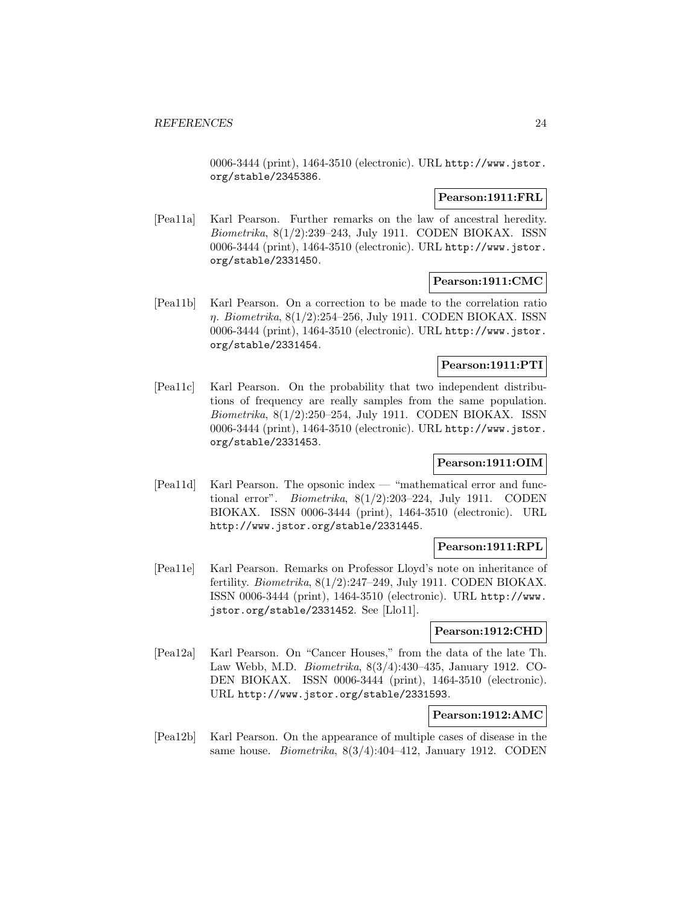0006-3444 (print), 1464-3510 (electronic). URL http://www.jstor.org/stable/2345386.

**Pearson:1911:FRL**

[Pea11a] Karl Pearson. Further remarks on the law of ancestral heredity. *Biometrika*, 8(1/2):239–243, July 1911. CODEN BIOKAX. ISSN 0006-3444 (print), 1464-3510 (electronic). URL http://www.jstor.org/stable/2331450.

**Pearson:1911:CMC**

[Pea11b] Karl Pearson. On a correction to be made to the correlation ratio $\eta$. *Biometrika*, 8(1/2):254–256, July 1911. CODEN BIOKAX. ISSN 0006-3444 (print), 1464-3510 (electronic). URL http://www.jstor.org/stable/2331454.

**Pearson:1911:PTI**

[Pea11c] Karl Pearson. On the probability that two independent distributions of frequency are really samples from the same population. *Biometrika*, 8(1/2):250–254, July 1911. CODEN BIOKAX. ISSN 0006-3444 (print), 1464-3510 (electronic). URL http://www.jstor.org/stable/2331453.

**Pearson:1911:OIM**

[Pea11d] Karl Pearson. The opsonic index — "mathematical error and functional error". *Biometrika*, 8(1/2):203–224, July 1911. CODEN BIOKAX. ISSN 0006-3444 (print), 1464-3510 (electronic). URL http://www.jstor.org/stable/2331445.

**Pearson:1911:RPL**

[Pea11e] Karl Pearson. Remarks on Professor Lloyd's note on inheritance of fertility. *Biometrika*, 8(1/2):247–249, July 1911. CODEN BIOKAX. ISSN 0006-3444 (print), 1464-3510 (electronic). URL http://www.jstor.org/stable/2331452. See [Llo11].

**Pearson:1912:CHD**

[Pea12a] Karl Pearson. On "Cancer Houses," from the data of the late Th. Law Webb, M.D. *Biometrika*, 8(3/4):430–435, January 1912. CODEN BIOKAX. ISSN 0006-3444 (print), 1464-3510 (electronic). URL http://www.jstor.org/stable/2331593.

**Pearson:1912:AMC**

[Pea12b] Karl Pearson. On the appearance of multiple cases of disease in the same house. *Biometrika*, 8(3/4):404–412, January 1912. CODEN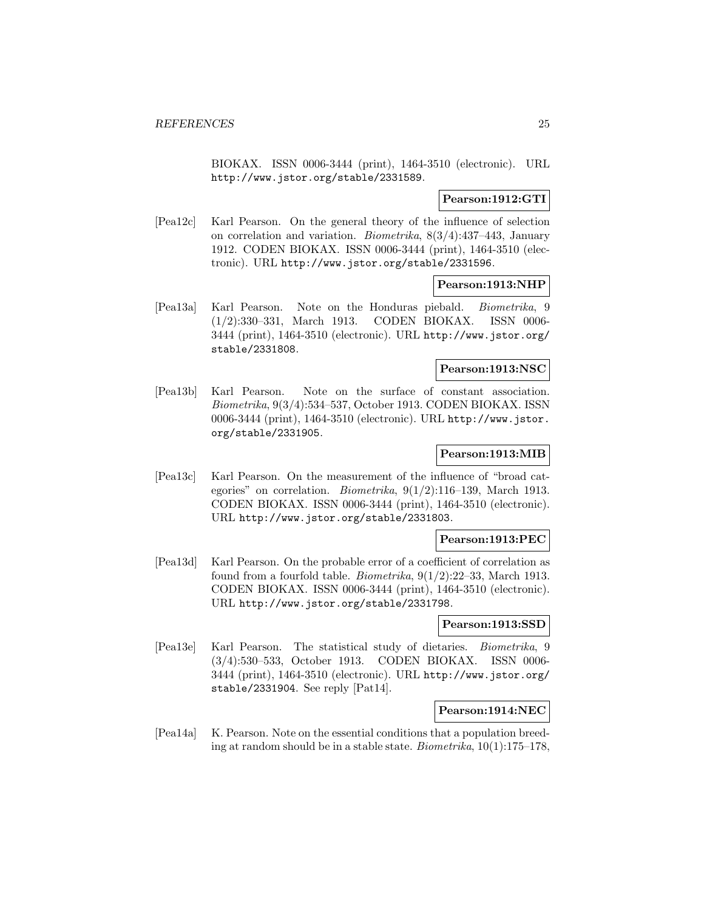BIOKAX. ISSN 0006-3444 (print), 1464-3510 (electronic). URL http://www.jstor.org/stable/2331589.

**Pearson:1912:GTI**

[Pea12c] Karl Pearson. On the general theory of the influence of selection on correlation and variation. *Biometrika*, 8(3/4):437–443, January 1912. CODEN BIOKAX. ISSN 0006-3444 (print), 1464-3510 (electronic). URL http://www.jstor.org/stable/2331596.

**Pearson:1913:NHP**

[Pea13a] Karl Pearson. Note on the Honduras piebald. *Biometrika*, 9 (1/2):330–331, March 1913. CODEN BIOKAX. ISSN 0006-3444 (print), 1464-3510 (electronic). URL http://www.jstor.org/stable/2331808.

**Pearson:1913:NSC**

[Pea13b] Karl Pearson. Note on the surface of constant association. *Biometrika*, 9(3/4):534–537, October 1913. CODEN BIOKAX. ISSN 0006-3444 (print), 1464-3510 (electronic). URL http://www.jstor.org/stable/2331905.

**Pearson:1913:MIB**

[Pea13c] Karl Pearson. On the measurement of the influence of "broad categories" on correlation. *Biometrika*, 9(1/2):116–139, March 1913. CODEN BIOKAX. ISSN 0006-3444 (print), 1464-3510 (electronic). URL http://www.jstor.org/stable/2331803.

**Pearson:1913:PEC**

[Pea13d] Karl Pearson. On the probable error of a coefficient of correlation as found from a fourfold table. *Biometrika*, 9(1/2):22–33, March 1913. CODEN BIOKAX. ISSN 0006-3444 (print), 1464-3510 (electronic). URL http://www.jstor.org/stable/2331798.

**Pearson:1913:SSD**

[Pea13e] Karl Pearson. The statistical study of dietaries. *Biometrika*, 9 (3/4):530–533, October 1913. CODEN BIOKAX. ISSN 0006-3444 (print), 1464-3510 (electronic). URL http://www.jstor.org/stable/2331904. See reply [Pat14].

**Pearson:1914:NEC**

[Pea14a] K. Pearson. Note on the essential conditions that a population breeding at random should be in a stable state. *Biometrika*, 10(1):175–178,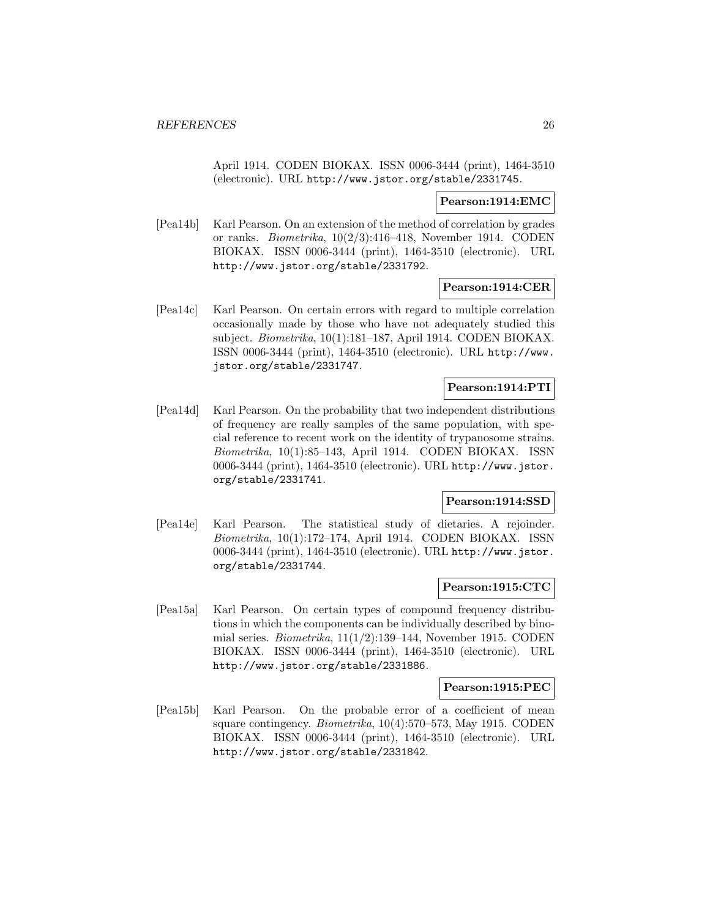April 1914. CODEN BIOKAX. ISSN 0006-3444 (print), 1464-3510 (electronic). URL http://www.jstor.org/stable/2331745.

**Pearson:1914:EMC**

[Pea14b] Karl Pearson. On an extension of the method of correlation by grades or ranks. *Biometrika*, 10(2/3):416–418, November 1914. CODEN BIOKAX. ISSN 0006-3444 (print), 1464-3510 (electronic). URL http://www.jstor.org/stable/2331792.

**Pearson:1914:CER**

[Pea14c] Karl Pearson. On certain errors with regard to multiple correlation occasionally made by those who have not adequately studied this subject. *Biometrika*, 10(1):181–187, April 1914. CODEN BIOKAX. ISSN 0006-3444 (print), 1464-3510 (electronic). URL http://www.jstor.org/stable/2331747.

**Pearson:1914:PTI**

[Pea14d] Karl Pearson. On the probability that two independent distributions of frequency are really samples of the same population, with special reference to recent work on the identity of trypanosome strains. *Biometrika*, 10(1):85–143, April 1914. CODEN BIOKAX. ISSN 0006-3444 (print), 1464-3510 (electronic). URL http://www.jstor.org/stable/2331741.

**Pearson:1914:SSD**

[Pea14e] Karl Pearson. The statistical study of dietaries. A rejoinder. *Biometrika*, 10(1):172–174, April 1914. CODEN BIOKAX. ISSN 0006-3444 (print), 1464-3510 (electronic). URL http://www.jstor.org/stable/2331744.

**Pearson:1915:CTC**

[Pea15a] Karl Pearson. On certain types of compound frequency distributions in which the components can be individually described by binomial series. *Biometrika*, 11(1/2):139–144, November 1915. CODEN BIOKAX. ISSN 0006-3444 (print), 1464-3510 (electronic). URL http://www.jstor.org/stable/2331886.

**Pearson:1915:PEC**

[Pea15b] Karl Pearson. On the probable error of a coefficient of mean square contingency. *Biometrika*, 10(4):570–573, May 1915. CODEN BIOKAX. ISSN 0006-3444 (print), 1464-3510 (electronic). URL http://www.jstor.org/stable/2331842.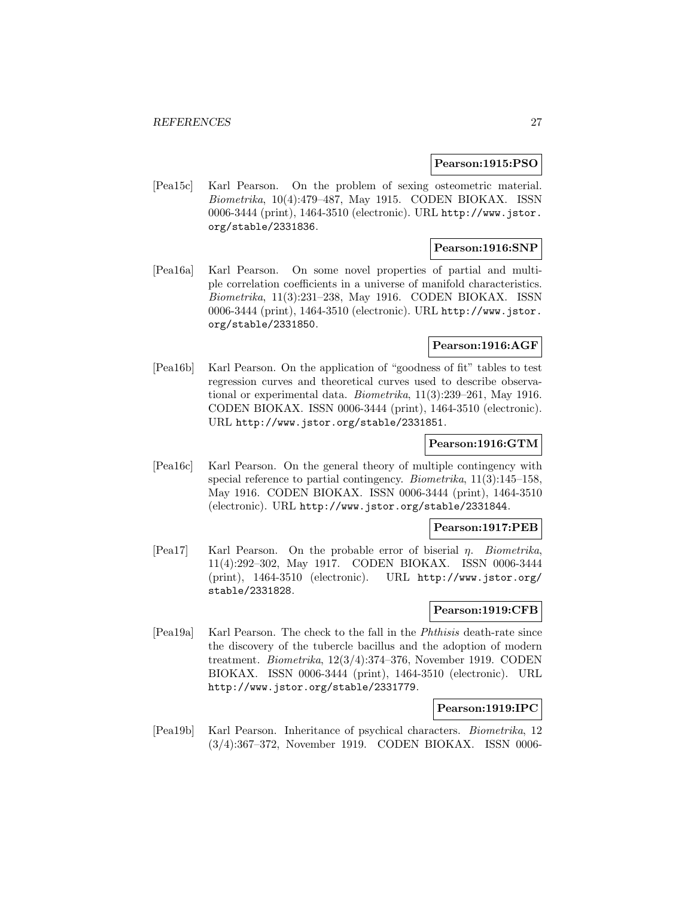**Pearson:1915:PSO**

[Pea15c] Karl Pearson. On the problem of sexing osteometric material. *Biometrika*, 10(4):479–487, May 1915. CODEN BIOKAX. ISSN 0006-3444 (print), 1464-3510 (electronic). URL http://www.jstor.org/stable/2331836.

**Pearson:1916:SNP**

[Pea16a] Karl Pearson. On some novel properties of partial and multiple correlation coefficients in a universe of manifold characteristics. *Biometrika*, 11(3):231–238, May 1916. CODEN BIOKAX. ISSN 0006-3444 (print), 1464-3510 (electronic). URL http://www.jstor.org/stable/2331850.

**Pearson:1916:AGF**

[Pea16b] Karl Pearson. On the application of "goodness of fit" tables to test regression curves and theoretical curves used to describe observational or experimental data. *Biometrika*, 11(3):239–261, May 1916. CODEN BIOKAX. ISSN 0006-3444 (print), 1464-3510 (electronic). URL http://www.jstor.org/stable/2331851.

**Pearson:1916:GTM**

[Pea16c] Karl Pearson. On the general theory of multiple contingency with special reference to partial contingency. *Biometrika*, 11(3):145–158, May 1916. CODEN BIOKAX. ISSN 0006-3444 (print), 1464-3510 (electronic). URL http://www.jstor.org/stable/2331844.

**Pearson:1917:PEB**

[Pea17] Karl Pearson. On the probable error of biserial $\eta$. *Biometrika*, 11(4):292–302, May 1917. CODEN BIOKAX. ISSN 0006-3444 (print), 1464-3510 (electronic). URL http://www.jstor.org/stable/2331828.

**Pearson:1919:CFB**

[Pea19a] Karl Pearson. The check to the fall in the *Phthisis* death-rate since the discovery of the tubercle bacillus and the adoption of modern treatment. *Biometrika*, 12(3/4):374–376, November 1919. CODEN BIOKAX. ISSN 0006-3444 (print), 1464-3510 (electronic). URL http://www.jstor.org/stable/2331779.

**Pearson:1919:IPC**

[Pea19b] Karl Pearson. Inheritance of psychical characters. *Biometrika*, 12 (3/4):367–372, November 1919. CODEN BIOKAX. ISSN 0006-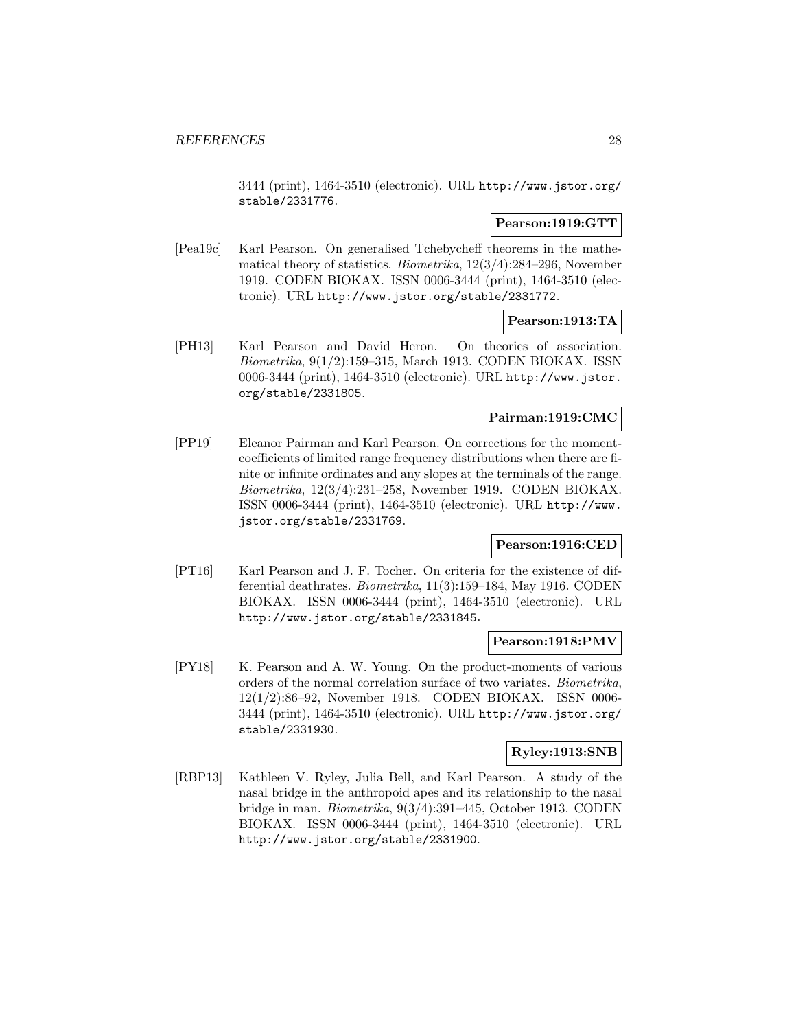3444 (print), 1464-3510 (electronic). URL http://www.jstor.org/stable/2331776.

**Pearson:1919:GTT**

[Pea19c] Karl Pearson. On generalised Tchebycheff theorems in the mathematical theory of statistics. *Biometrika*, 12(3/4):284–296, November 1919. CODEN BIOKAX. ISSN 0006-3444 (print), 1464-3510 (electronic). URL http://www.jstor.org/stable/2331772.

**Pearson:1913:TA**

[PH13] Karl Pearson and David Heron. On theories of association. *Biometrika*, 9(1/2):159–315, March 1913. CODEN BIOKAX. ISSN 0006-3444 (print), 1464-3510 (electronic). URL http://www.jstor.org/stable/2331805.

**Pairman:1919:CMC**

[PP19] Eleanor Pairman and Karl Pearson. On corrections for the moment-coefficients of limited range frequency distributions when there are finite or infinite ordinates and any slopes at the terminals of the range. *Biometrika*, 12(3/4):231–258, November 1919. CODEN BIOKAX. ISSN 0006-3444 (print), 1464-3510 (electronic). URL http://www.jstor.org/stable/2331769.

**Pearson:1916:CED**

[PT16] Karl Pearson and J. F. Tocher. On criteria for the existence of differential deathrates. *Biometrika*, 11(3):159–184, May 1916. CODEN BIOKAX. ISSN 0006-3444 (print), 1464-3510 (electronic). URL http://www.jstor.org/stable/2331845.

**Pearson:1918:PMV**

[PY18] K. Pearson and A. W. Young. On the product-moments of various orders of the normal correlation surface of two variates. *Biometrika*, 12(1/2):86–92, November 1918. CODEN BIOKAX. ISSN 0006-3444 (print), 1464-3510 (electronic). URL http://www.jstor.org/stable/2331930.

**Ryley:1913:SNB**

[RBP13] Kathleen V. Ryley, Julia Bell, and Karl Pearson. A study of the nasal bridge in the anthropoid apes and its relationship to the nasal bridge in man. *Biometrika*, 9(3/4):391–445, October 1913. CODEN BIOKAX. ISSN 0006-3444 (print), 1464-3510 (electronic). URL http://www.jstor.org/stable/2331900.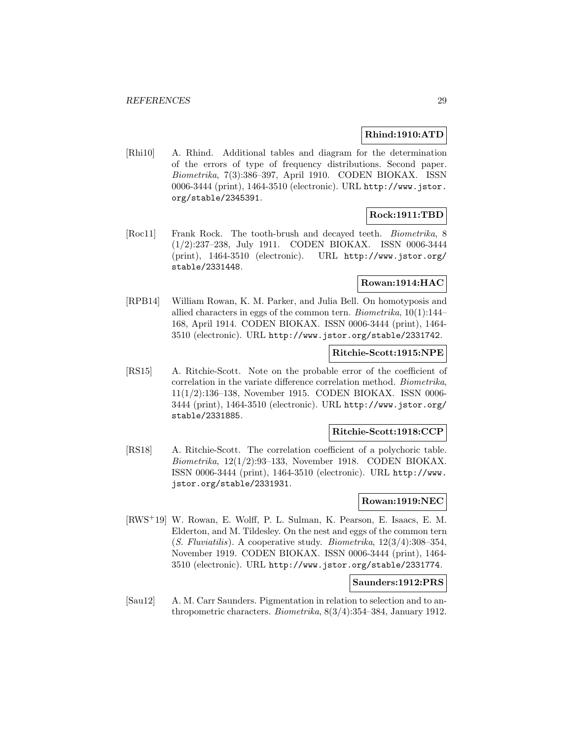**Rhind:1910:ATD**

[Rhi10] A. Rhind. Additional tables and diagram for the determination of the errors of type of frequency distributions. Second paper. *Biometrika*, 7(3):386–397, April 1910. CODEN BIOKAX. ISSN 0006-3444 (print), 1464-3510 (electronic). URL http://www.jstor.org/stable/2345391.

**Rock:1911:TBD**

[Roc11] Frank Rock. The tooth-brush and decayed teeth. *Biometrika*, 8 (1/2):237–238, July 1911. CODEN BIOKAX. ISSN 0006-3444 (print), 1464-3510 (electronic). URL http://www.jstor.org/stable/2331448.

**Rowan:1914:HAC**

[RPB14] William Rowan, K. M. Parker, and Julia Bell. On homotyposis and allied characters in eggs of the common tern. *Biometrika*, 10(1):144–168, April 1914. CODEN BIOKAX. ISSN 0006-3444 (print), 1464-3510 (electronic). URL http://www.jstor.org/stable/2331742.

**Ritchie-Scott:1915:NPE**

[RS15] A. Ritchie-Scott. Note on the probable error of the coefficient of correlation in the variate difference correlation method. *Biometrika*, 11(1/2):136–138, November 1915. CODEN BIOKAX. ISSN 0006-3444 (print), 1464-3510 (electronic). URL http://www.jstor.org/stable/2331885.

**Ritchie-Scott:1918:CCP**

[RS18] A. Ritchie-Scott. The correlation coefficient of a polychoric table. *Biometrika*, 12(1/2):93–133, November 1918. CODEN BIOKAX. ISSN 0006-3444 (print), 1464-3510 (electronic). URL http://www.jstor.org/stable/2331931.

**Rowan:1919:NEC**

[RWS+19] W. Rowan, E. Wolff, P. L. Sulman, K. Pearson, E. Isaacs, E. M. Elderton, and M. Tildesley. On the nest and eggs of the common tern (*S. Fluviatilis*). A cooperative study. *Biometrika*, 12(3/4):308–354, November 1919. CODEN BIOKAX. ISSN 0006-3444 (print), 1464-3510 (electronic). URL http://www.jstor.org/stable/2331774.

**Saunders:1912:PRS**

[Sau12] A. M. Carr Saunders. Pigmentation in relation to selection and to anthropometric characters. *Biometrika*, 8(3/4):354–384, January 1912.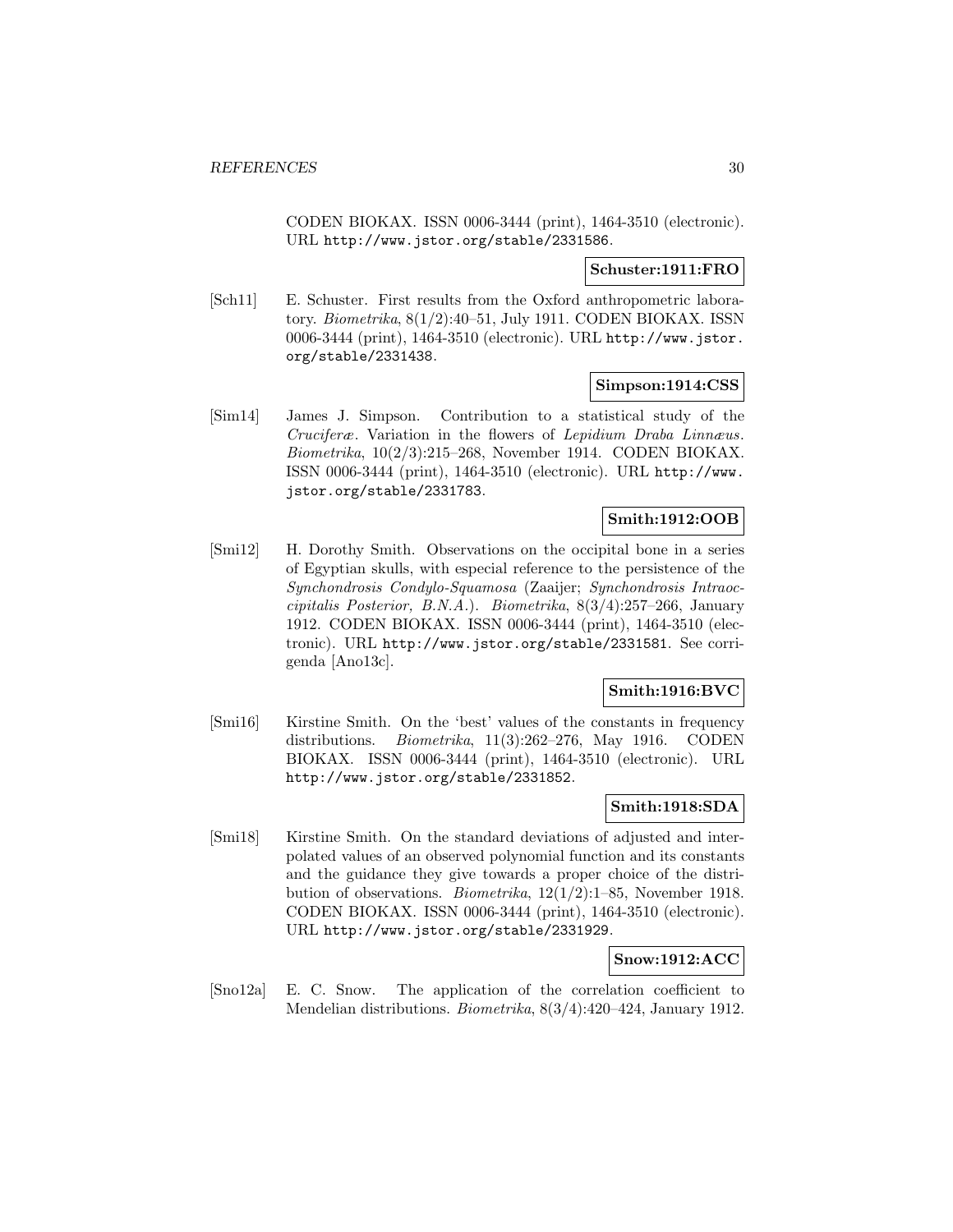CODEN BIOKAX. ISSN 0006-3444 (print), 1464-3510 (electronic). URL http://www.jstor.org/stable/2331586.

**Schuster:1911:FRO**

[Sch11] E. Schuster. First results from the Oxford anthropometric laboratory. *Biometrika*, 8(1/2):40–51, July 1911. CODEN BIOKAX. ISSN 0006-3444 (print), 1464-3510 (electronic). URL http://www.jstor.org/stable/2331438.

**Simpson:1914:CSS**

[Sim14] James J. Simpson. Contribution to a statistical study of the *Cruciferæ*. Variation in the flowers of *Lepidium Draba Linnæus*. *Biometrika*, 10(2/3):215–268, November 1914. CODEN BIOKAX. ISSN 0006-3444 (print), 1464-3510 (electronic). URL http://www.jstor.org/stable/2331783.

**Smith:1912:OOB**

[Smi12] H. Dorothy Smith. Observations on the occipital bone in a series of Egyptian skulls, with especial reference to the persistence of the *Synchondrosis Condylo-Squamosa* (Zaaijer; *Synchondrosis Intraoccipitalis Posterior, B.N.A.*). *Biometrika*, 8(3/4):257–266, January 1912. CODEN BIOKAX. ISSN 0006-3444 (print), 1464-3510 (electronic). URL http://www.jstor.org/stable/2331581. See corrigenda [Ano13c].

**Smith:1916:BVC**

[Smi16] Kirstine Smith. On the 'best' values of the constants in frequency distributions. *Biometrika*, 11(3):262–276, May 1916. CODEN BIOKAX. ISSN 0006-3444 (print), 1464-3510 (electronic). URL http://www.jstor.org/stable/2331852.

**Smith:1918:SDA**

[Smi18] Kirstine Smith. On the standard deviations of adjusted and interpolated values of an observed polynomial function and its constants and the guidance they give towards a proper choice of the distribution of observations. *Biometrika*, 12(1/2):1–85, November 1918. CODEN BIOKAX. ISSN 0006-3444 (print), 1464-3510 (electronic). URL http://www.jstor.org/stable/2331929.

**Snow:1912:ACC**

[Sno12a] E. C. Snow. The application of the correlation coefficient to Mendelian distributions. *Biometrika*, 8(3/4):420–424, January 1912.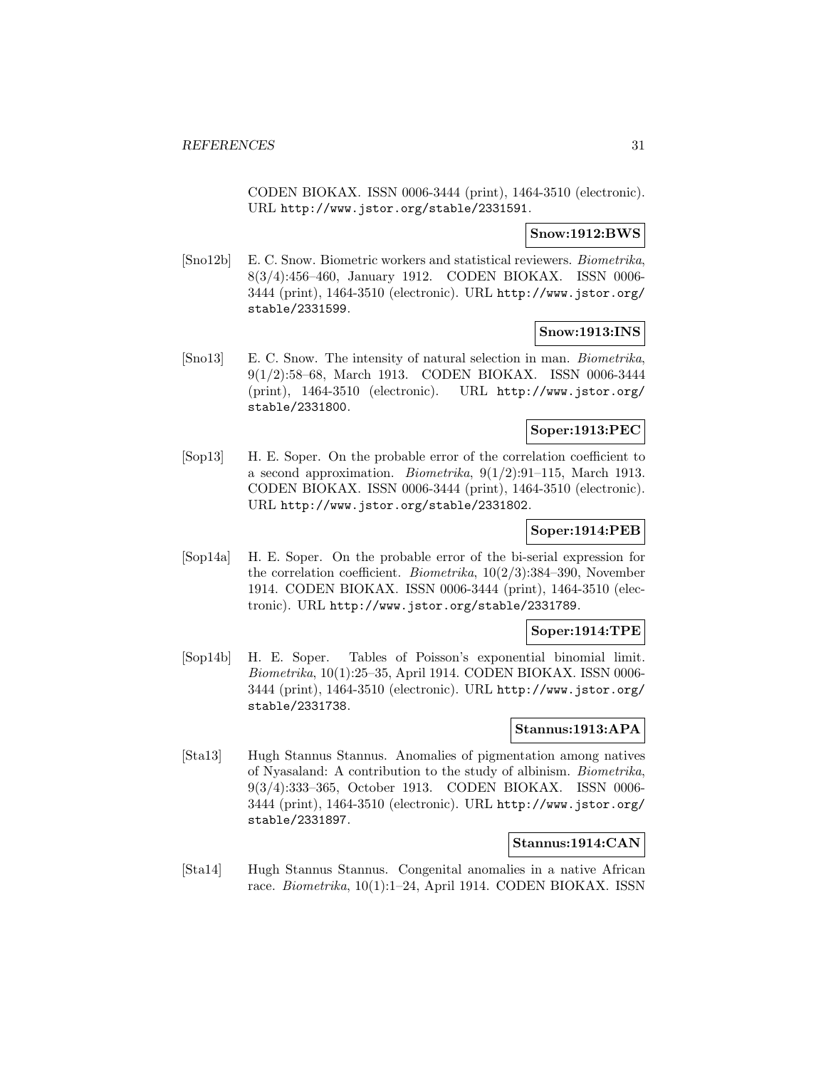CODEN BIOKAX. ISSN 0006-3444 (print), 1464-3510 (electronic). URL http://www.jstor.org/stable/2331591.

**Snow:1912:BWS**

[Sno12b] E. C. Snow. Biometric workers and statistical reviewers. *Biometrika*, 8(3/4):456–460, January 1912. CODEN BIOKAX. ISSN 0006-3444 (print), 1464-3510 (electronic). URL http://www.jstor.org/stable/2331599.

**Snow:1913:INS**

[Sno13] E. C. Snow. The intensity of natural selection in man. *Biometrika*, 9(1/2):58–68, March 1913. CODEN BIOKAX. ISSN 0006-3444 (print), 1464-3510 (electronic). URL http://www.jstor.org/stable/2331800.

**Soper:1913:PEC**

[Sop13] H. E. Soper. On the probable error of the correlation coefficient to a second approximation. *Biometrika*, 9(1/2):91–115, March 1913. CODEN BIOKAX. ISSN 0006-3444 (print), 1464-3510 (electronic). URL http://www.jstor.org/stable/2331802.

**Soper:1914:PEB**

[Sop14a] H. E. Soper. On the probable error of the bi-serial expression for the correlation coefficient. *Biometrika*, 10(2/3):384–390, November 1914. CODEN BIOKAX. ISSN 0006-3444 (print), 1464-3510 (electronic). URL http://www.jstor.org/stable/2331789.

**Soper:1914:TPE**

[Sop14b] H. E. Soper. Tables of Poisson's exponential binomial limit. *Biometrika*, 10(1):25–35, April 1914. CODEN BIOKAX. ISSN 0006-3444 (print), 1464-3510 (electronic). URL http://www.jstor.org/stable/2331738.

**Stannus:1913:APA**

[Sta13] Hugh Stannus Stannus. Anomalies of pigmentation among natives of Nyasaland: A contribution to the study of albinism. *Biometrika*, 9(3/4):333–365, October 1913. CODEN BIOKAX. ISSN 0006-3444 (print), 1464-3510 (electronic). URL http://www.jstor.org/stable/2331897.

**Stannus:1914:CAN**

[Sta14] Hugh Stannus Stannus. Congenital anomalies in a native African race. *Biometrika*, 10(1):1–24, April 1914. CODEN BIOKAX. ISSN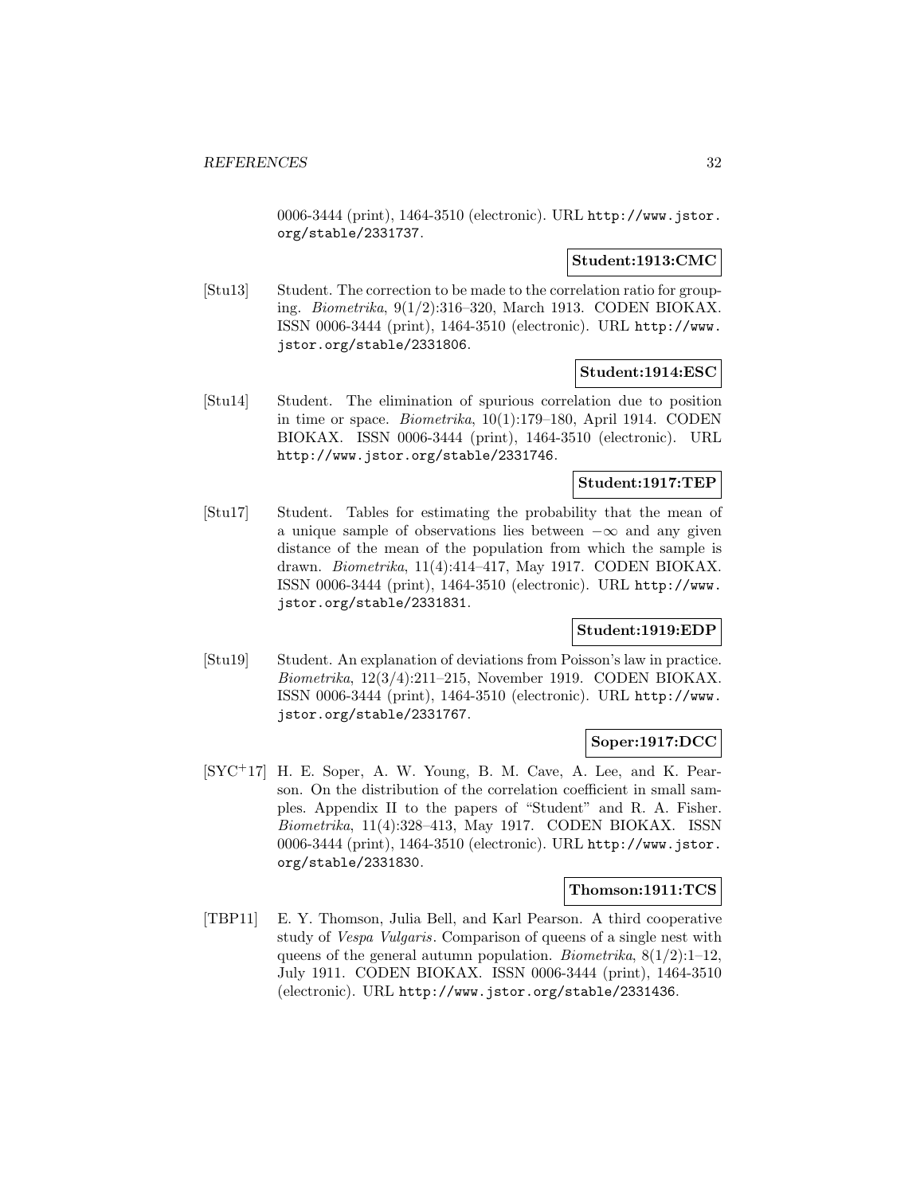0006-3444 (print), 1464-3510 (electronic). URL http://www.jstor.org/stable/2331737.

**Student:1913:CMC**

[Stu13] Student. The correction to be made to the correlation ratio for grouping. *Biometrika*, 9(1/2):316–320, March 1913. CODEN BIOKAX. ISSN 0006-3444 (print), 1464-3510 (electronic). URL http://www.jstor.org/stable/2331806.

**Student:1914:ESC**

[Stu14] Student. The elimination of spurious correlation due to position in time or space. *Biometrika*, 10(1):179–180, April 1914. CODEN BIOKAX. ISSN 0006-3444 (print), 1464-3510 (electronic). URL http://www.jstor.org/stable/2331746.

**Student:1917:TEP**

[Stu17] Student. Tables for estimating the probability that the mean of a unique sample of observations lies between $-\infty$ and any given distance of the mean of the population from which the sample is drawn. *Biometrika*, 11(4):414–417, May 1917. CODEN BIOKAX. ISSN 0006-3444 (print), 1464-3510 (electronic). URL http://www.jstor.org/stable/2331831.

**Student:1919:EDP**

[Stu19] Student. An explanation of deviations from Poisson's law in practice. *Biometrika*, 12(3/4):211–215, November 1919. CODEN BIOKAX. ISSN 0006-3444 (print), 1464-3510 (electronic). URL http://www.jstor.org/stable/2331767.

**Soper:1917:DCC**

[SYC+17] H. E. Soper, A. W. Young, B. M. Cave, A. Lee, and K. Pearson. On the distribution of the correlation coefficient in small samples. Appendix II to the papers of "Student" and R. A. Fisher. *Biometrika*, 11(4):328–413, May 1917. CODEN BIOKAX. ISSN 0006-3444 (print), 1464-3510 (electronic). URL http://www.jstor.org/stable/2331830.

**Thomson:1911:TCS**

[TBP11] E. Y. Thomson, Julia Bell, and Karl Pearson. A third cooperative study of *Vespa Vulgaris*. Comparison of queens of a single nest with queens of the general autumn population. *Biometrika*, 8(1/2):1–12, July 1911. CODEN BIOKAX. ISSN 0006-3444 (print), 1464-3510 (electronic). URL http://www.jstor.org/stable/2331436.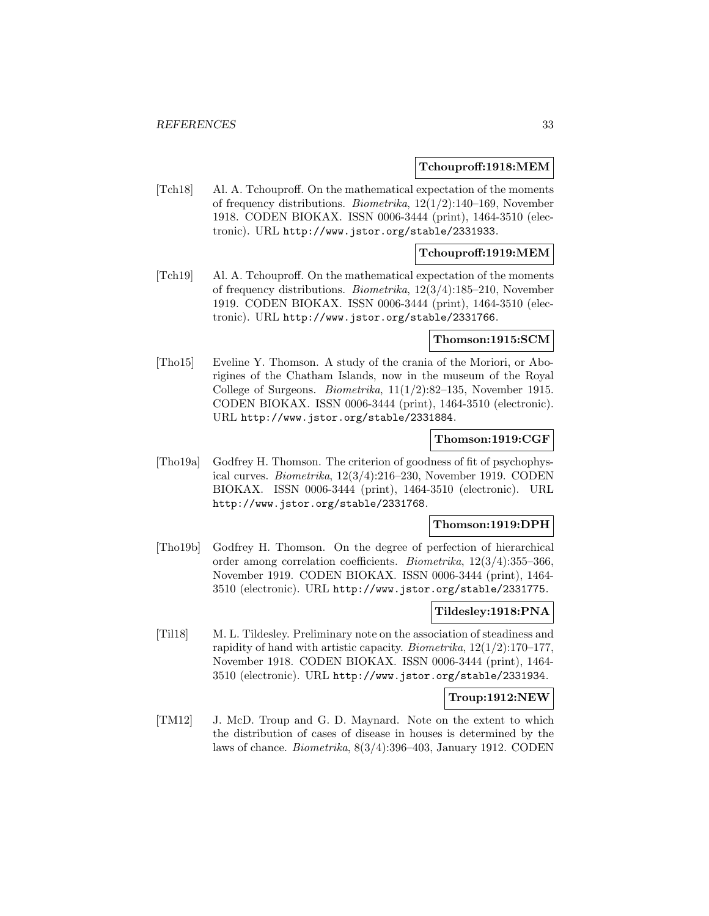**Tchouproff:1918:MEM**

[Tch18] Al. A. Tchouproff. On the mathematical expectation of the moments of frequency distributions. *Biometrika*, 12(1/2):140–169, November 1918. CODEN BIOKAX. ISSN 0006-3444 (print), 1464-3510 (electronic). URL http://www.jstor.org/stable/2331933.

**Tchouproff:1919:MEM**

[Tch19] Al. A. Tchouproff. On the mathematical expectation of the moments of frequency distributions. *Biometrika*, 12(3/4):185–210, November 1919. CODEN BIOKAX. ISSN 0006-3444 (print), 1464-3510 (electronic). URL http://www.jstor.org/stable/2331766.

**Thomson:1915:SCM**

[Tho15] Eveline Y. Thomson. A study of the crania of the Moriori, or Aborigines of the Chatham Islands, now in the museum of the Royal College of Surgeons. *Biometrika*, 11(1/2):82–135, November 1915. CODEN BIOKAX. ISSN 0006-3444 (print), 1464-3510 (electronic). URL http://www.jstor.org/stable/2331884.

**Thomson:1919:CGF**

[Tho19a] Godfrey H. Thomson. The criterion of goodness of fit of psychophysical curves. *Biometrika*, 12(3/4):216–230, November 1919. CODEN BIOKAX. ISSN 0006-3444 (print), 1464-3510 (electronic). URL http://www.jstor.org/stable/2331768.

**Thomson:1919:DPH**

[Tho19b] Godfrey H. Thomson. On the degree of perfection of hierarchical order among correlation coefficients. *Biometrika*, 12(3/4):355–366, November 1919. CODEN BIOKAX. ISSN 0006-3444 (print), 1464-3510 (electronic). URL http://www.jstor.org/stable/2331775.

**Tildesley:1918:PNA**

[Til18] M. L. Tildesley. Preliminary note on the association of steadiness and rapidity of hand with artistic capacity. *Biometrika*, 12(1/2):170–177, November 1918. CODEN BIOKAX. ISSN 0006-3444 (print), 1464-3510 (electronic). URL http://www.jstor.org/stable/2331934.

**Troup:1912:NEW**

[TM12] J. McD. Troup and G. D. Maynard. Note on the extent to which the distribution of cases of disease in houses is determined by the laws of chance. *Biometrika*, 8(3/4):396–403, January 1912. CODEN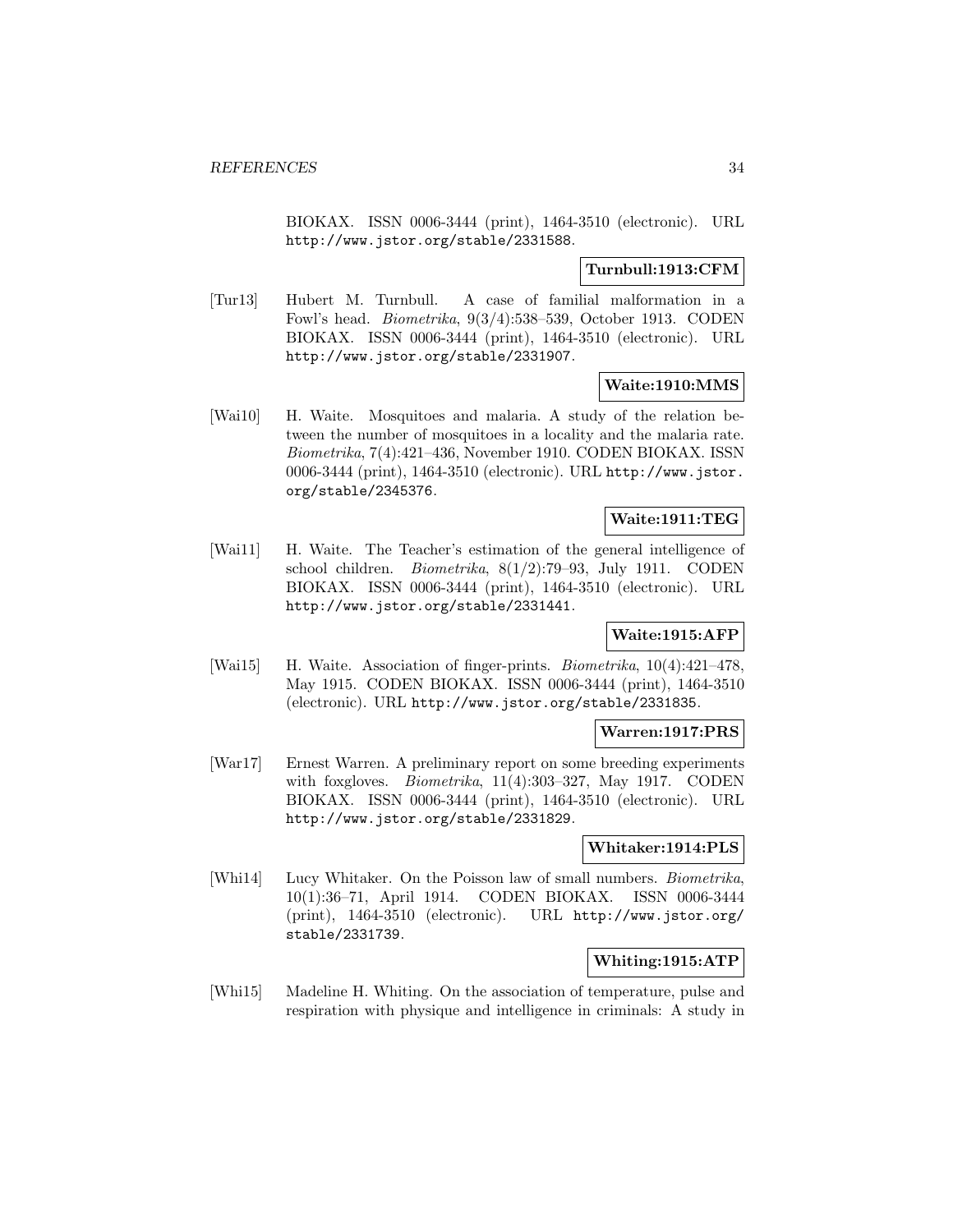BIOKAX. ISSN 0006-3444 (print), 1464-3510 (electronic). URL http://www.jstor.org/stable/2331588.

**Turnbull:1913:CFM**

[Tur13] Hubert M. Turnbull. A case of familial malformation in a Fowl's head. *Biometrika*, 9(3/4):538–539, October 1913. CODEN BIOKAX. ISSN 0006-3444 (print), 1464-3510 (electronic). URL http://www.jstor.org/stable/2331907.

**Waite:1910:MMS**

[Wai10] H. Waite. Mosquitoes and malaria. A study of the relation between the number of mosquitoes in a locality and the malaria rate. *Biometrika*, 7(4):421–436, November 1910. CODEN BIOKAX. ISSN 0006-3444 (print), 1464-3510 (electronic). URL http://www.jstor.org/stable/2345376.

**Waite:1911:TEG**

[Wai11] H. Waite. The Teacher's estimation of the general intelligence of school children. *Biometrika*, 8(1/2):79–93, July 1911. CODEN BIOKAX. ISSN 0006-3444 (print), 1464-3510 (electronic). URL http://www.jstor.org/stable/2331441.

**Waite:1915:AFP**

[Wai15] H. Waite. Association of finger-prints. *Biometrika*, 10(4):421–478, May 1915. CODEN BIOKAX. ISSN 0006-3444 (print), 1464-3510 (electronic). URL http://www.jstor.org/stable/2331835.

**Warren:1917:PRS**

[War17] Ernest Warren. A preliminary report on some breeding experiments with foxgloves. *Biometrika*, 11(4):303–327, May 1917. CODEN BIOKAX. ISSN 0006-3444 (print), 1464-3510 (electronic). URL http://www.jstor.org/stable/2331829.

**Whitaker:1914:PLS**

[Whi14] Lucy Whitaker. On the Poisson law of small numbers. *Biometrika*, 10(1):36–71, April 1914. CODEN BIOKAX. ISSN 0006-3444 (print), 1464-3510 (electronic). URL http://www.jstor.org/stable/2331739.

**Whiting:1915:ATP**

[Whi15] Madeline H. Whiting. On the association of temperature, pulse and respiration with physique and intelligence in criminals: A study in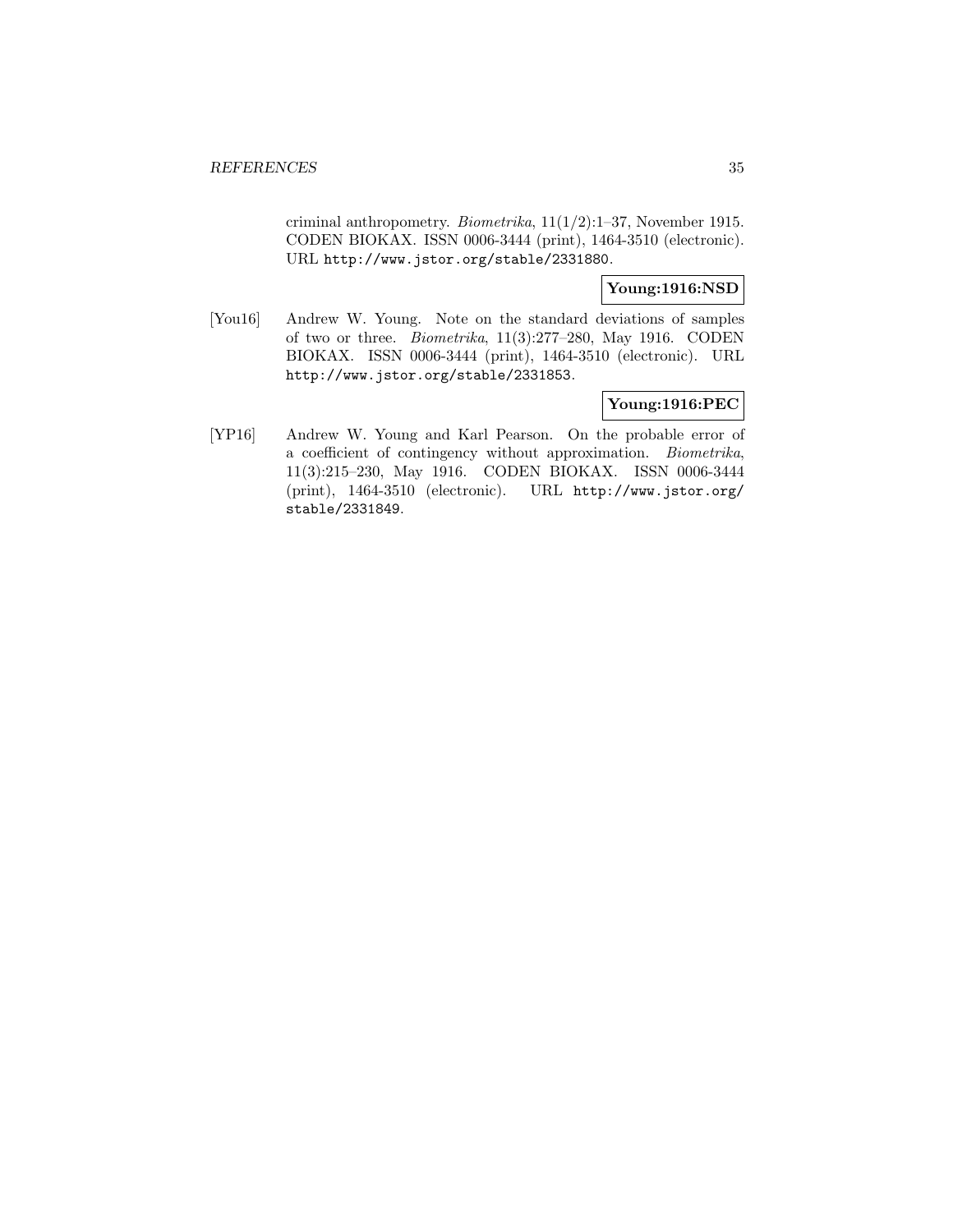criminal anthropometry. *Biometrika*, 11(1/2):1–37, November 1915. CODEN BIOKAX. ISSN 0006-3444 (print), 1464-3510 (electronic). URL http://www.jstor.org/stable/2331880.

**Young:1916:NSD**

[You16] Andrew W. Young. Note on the standard deviations of samples of two or three. *Biometrika*, 11(3):277–280, May 1916. CODEN BIOKAX. ISSN 0006-3444 (print), 1464-3510 (electronic). URL http://www.jstor.org/stable/2331853.

**Young:1916:PEC**

[YP16] Andrew W. Young and Karl Pearson. On the probable error of a coefficient of contingency without approximation. *Biometrika*, 11(3):215–230, May 1916. CODEN BIOKAX. ISSN 0006-3444 (print), 1464-3510 (electronic). URL http://www.jstor.org/stable/2331849.